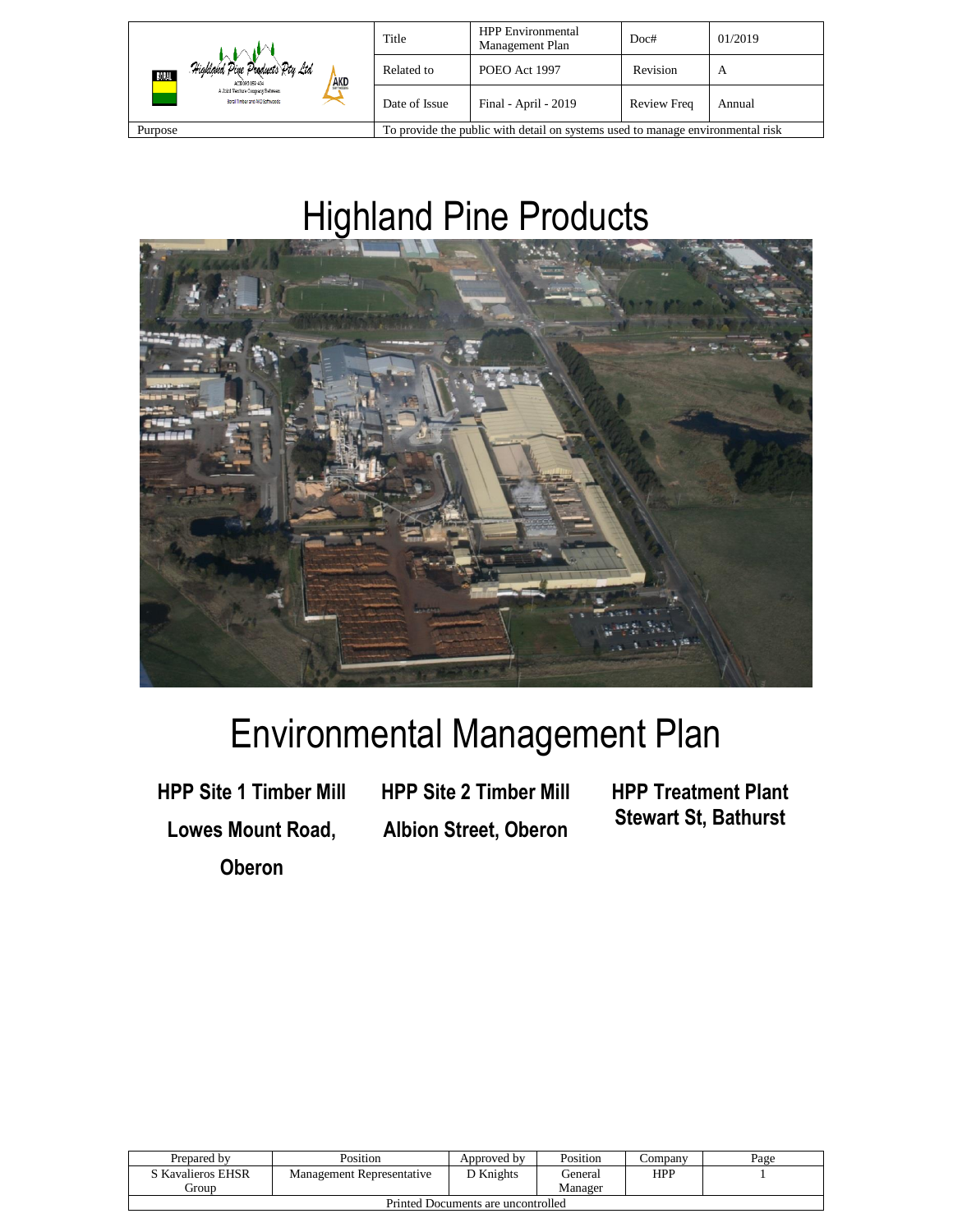| | Title | HPP Environmental Management Plan | Doc# | 01/2019 |
|---|---|---|---|---|
| Highland Pine Products Pty Ltd — A Joint Venture Company Between Boral Timber and AKD Softwoods | Related to | POEO Act 1997 | Revision | A |
| | Date of Issue | Final - April - 2019 | Review Freq | Annual |
| Purpose | To provide the public with detail on systems used to manage environmental risk | | | |

# Highland Pine Products

# Environmental Management Plan

**HPP Site 1 Timber Mill**
**Lowes Mount Road, Oberon**

**HPP Site 2 Timber Mill**
**Albion Street, Oberon**

**HPP Treatment Plant**
**Stewart St, Bathurst**

| Prepared by | Position | Approved by | Position | Company | Page |
|---|---|---|---|---|---|
| S Kavalieros EHSR Group | Management Representative | D Knights | General Manager | HPP | 1 |
| Printed Documents are uncontrolled | | | | | |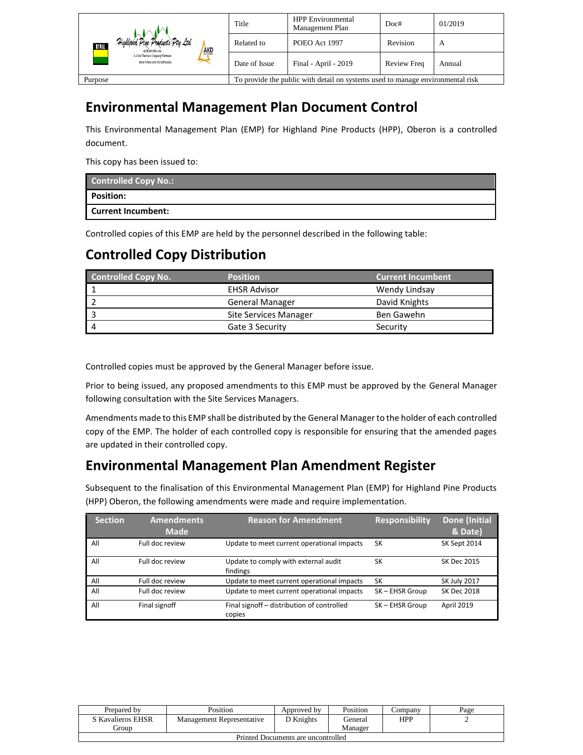# Environmental Management Plan Document Control

This Environmental Management Plan (EMP) for Highland Pine Products (HPP), Oberon is a controlled document.

This copy has been issued to:

| Controlled Copy No.: |
|---|
| **Position:** |
| **Current Incumbent:** |

Controlled copies of this EMP are held by the personnel described in the following table:

# Controlled Copy Distribution

| Controlled Copy No. | Position | Current Incumbent |
|---|---|---|
| 1 | EHSR Advisor | Wendy Lindsay |
| 2 | General Manager | David Knights |
| 3 | Site Services Manager | Ben Gawehn |
| 4 | Gate 3 Security | Security |

Controlled copies must be approved by the General Manager before issue.

Prior to being issued, any proposed amendments to this EMP must be approved by the General Manager following consultation with the Site Services Managers.

Amendments made to this EMP shall be distributed by the General Manager to the holder of each controlled copy of the EMP. The holder of each controlled copy is responsible for ensuring that the amended pages are updated in their controlled copy.

# Environmental Management Plan Amendment Register

Subsequent to the finalisation of this Environmental Management Plan (EMP) for Highland Pine Products (HPP) Oberon, the following amendments were made and require implementation.

| Section | Amendments Made | Reason for Amendment | Responsibility | Done (Initial & Date) |
|---|---|---|---|---|
| All | Full doc review | Update to meet current operational impacts | SK | SK Sept 2014 |
| All | Full doc review | Update to comply with external audit findings | SK | SK Dec 2015 |
| All | Full doc review | Update to meet current operational impacts | SK | SK July 2017 |
| All | Full doc review | Update to meet current operational impacts | SK – EHSR Group | SK Dec 2018 |
| All | Final signoff | Final signoff – distribution of controlled copies | SK – EHSR Group | April 2019 |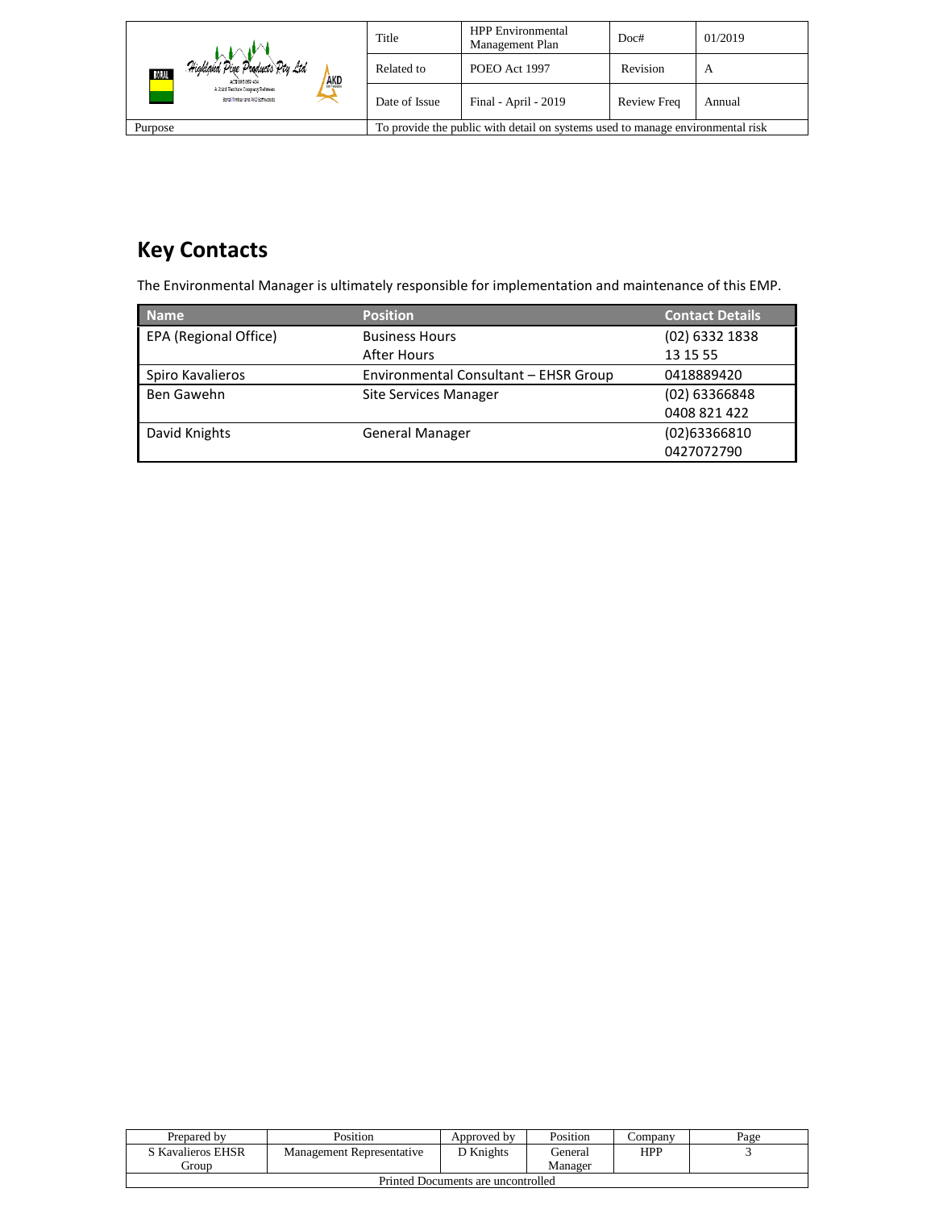## Key Contacts

The Environmental Manager is ultimately responsible for implementation and maintenance of this EMP.

| Name | Position | Contact Details |
|---|---|---|
| EPA (Regional Office) | Business Hours<br>After Hours | (02) 6332 1838<br>13 15 55 |
| Spiro Kavalieros | Environmental Consultant – EHSR Group | 0418889420 |
| Ben Gawehn | Site Services Manager | (02) 63366848<br>0408 821 422 |
| David Knights | General Manager | (02)63366810<br>0427072790 |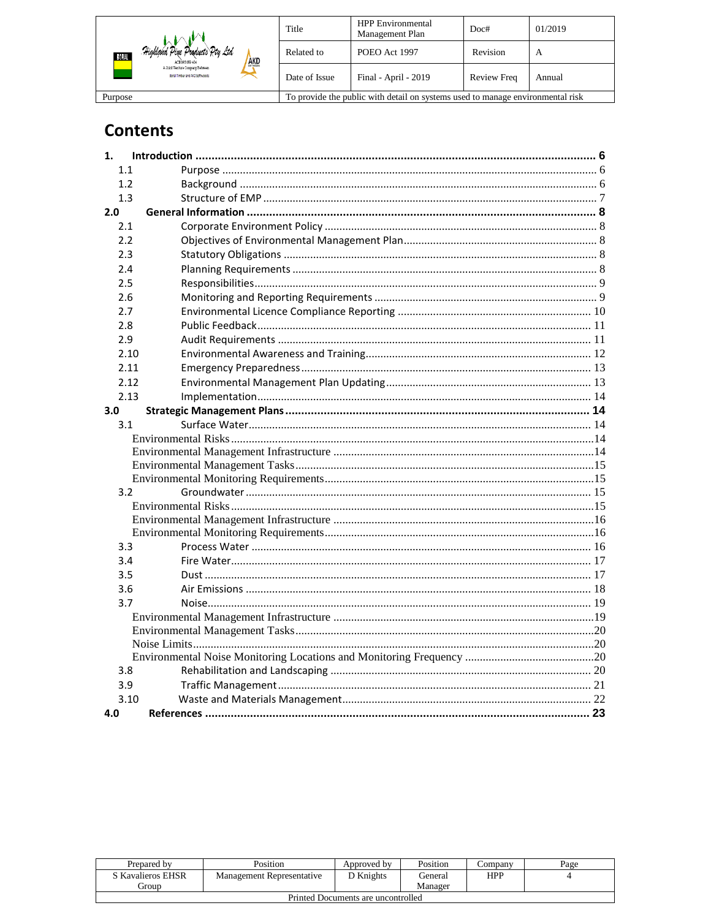## Contents

1. Introduction ........ 6
   - 1.1 Purpose ........ 6
   - 1.2 Background ........ 6
   - 1.3 Structure of EMP ........ 7
2.0 General Information ........ 8
   - 2.1 Corporate Environment Policy ........ 8
   - 2.2 Objectives of Environmental Management Plan ........ 8
   - 2.3 Statutory Obligations ........ 8
   - 2.4 Planning Requirements ........ 8
   - 2.5 Responsibilities ........ 9
   - 2.6 Monitoring and Reporting Requirements ........ 9
   - 2.7 Environmental Licence Compliance Reporting ........ 10
   - 2.8 Public Feedback ........ 11
   - 2.9 Audit Requirements ........ 11
   - 2.10 Environmental Awareness and Training ........ 12
   - 2.11 Emergency Preparedness ........ 13
   - 2.12 Environmental Management Plan Updating ........ 13
   - 2.13 Implementation ........ 14
3.0 Strategic Management Plans ........ 14
   - 3.1 Surface Water ........ 14
     - Environmental Risks ........ 14
     - Environmental Management Infrastructure ........ 14
     - Environmental Management Tasks ........ 15
     - Environmental Monitoring Requirements ........ 15
   - 3.2 Groundwater ........ 15
     - Environmental Risks ........ 15
     - Environmental Management Infrastructure ........ 16
     - Environmental Monitoring Requirements ........ 16
   - 3.3 Process Water ........ 16
   - 3.4 Fire Water ........ 17
   - 3.5 Dust ........ 17
   - 3.6 Air Emissions ........ 18
   - 3.7 Noise ........ 19
     - Environmental Management Infrastructure ........ 19
     - Environmental Management Tasks ........ 20
     - Noise Limits ........ 20
     - Environmental Noise Monitoring Locations and Monitoring Frequency ........ 20
   - 3.8 Rehabilitation and Landscaping ........ 20
   - 3.9 Traffic Management ........ 21
   - 3.10 Waste and Materials Management ........ 22
4.0 References ........ 23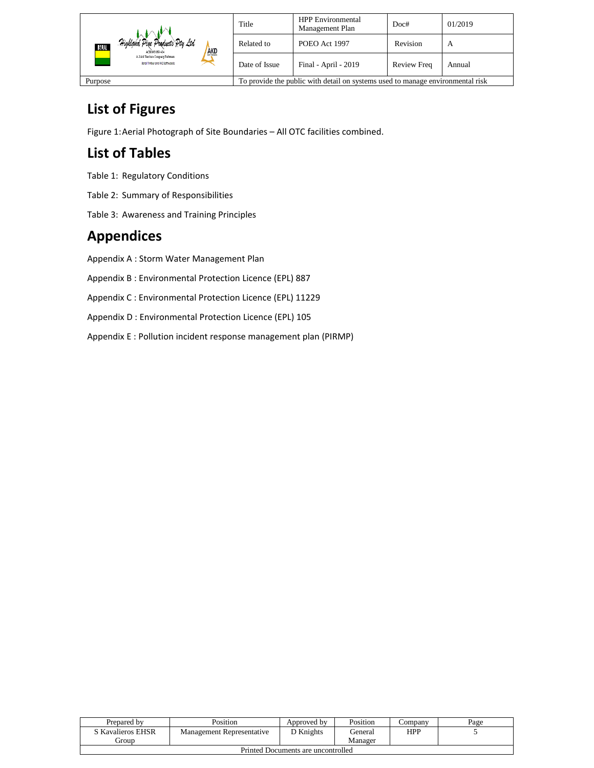## List of Figures

Figure 1: Aerial Photograph of Site Boundaries – All OTC facilities combined.

## List of Tables

Table 1: Regulatory Conditions

Table 2: Summary of Responsibilities

Table 3: Awareness and Training Principles

## Appendices

Appendix A : Storm Water Management Plan

Appendix B : Environmental Protection Licence (EPL) 887

Appendix C : Environmental Protection Licence (EPL) 11229

Appendix D : Environmental Protection Licence (EPL) 105

Appendix E : Pollution incident response management plan (PIRMP)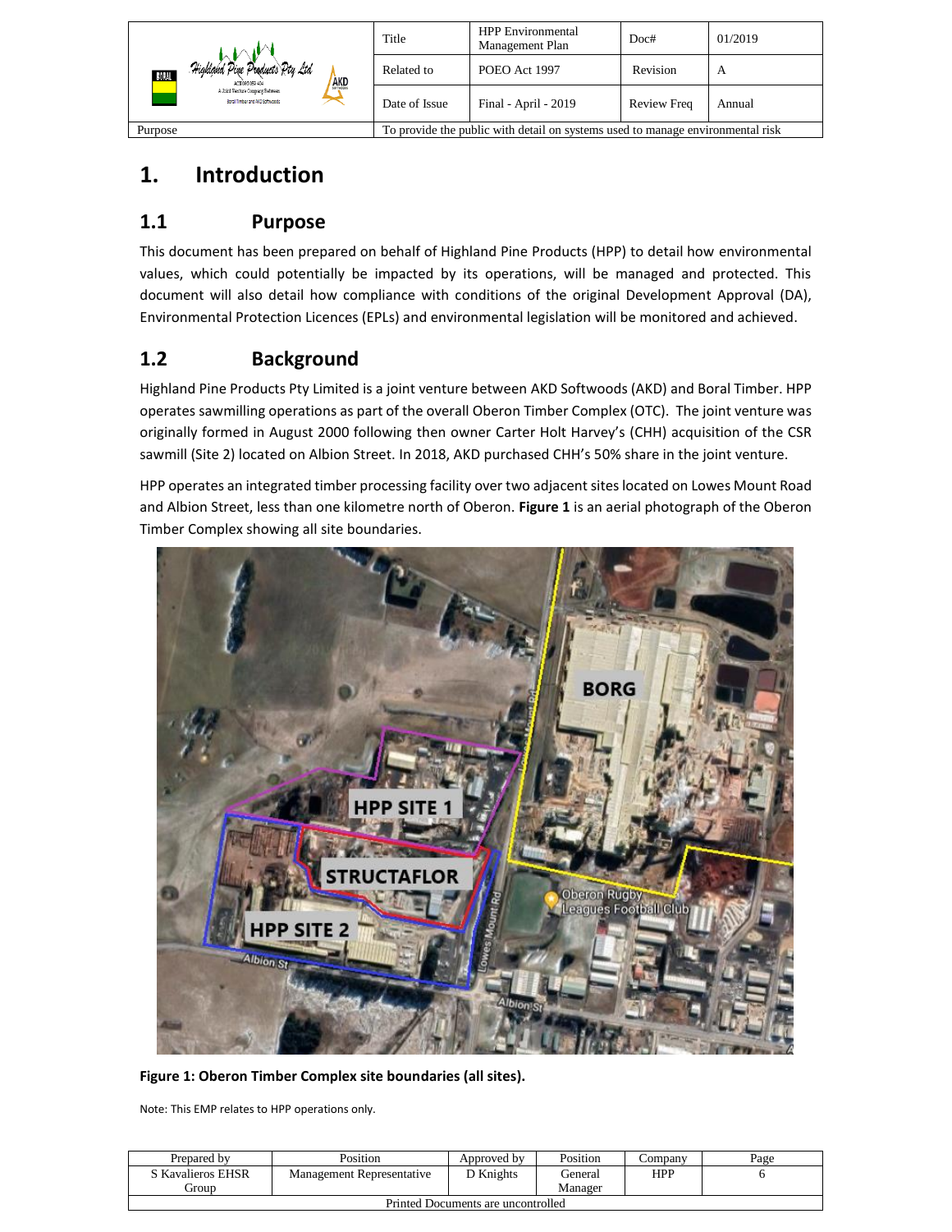| | Title | HPP Environmental Management Plan | Doc# | 01/2019 |
|---|---|---|---|---|
| | Related to | POEO Act 1997 | Revision | A |
| | Date of Issue | Final - April - 2019 | Review Freq | Annual |
| Purpose | To provide the public with detail on systems used to manage environmental risk | | | |

# 1. Introduction

## 1.1 Purpose

This document has been prepared on behalf of Highland Pine Products (HPP) to detail how environmental values, which could potentially be impacted by its operations, will be managed and protected. This document will also detail how compliance with conditions of the original Development Approval (DA), Environmental Protection Licences (EPLs) and environmental legislation will be monitored and achieved.

## 1.2 Background

Highland Pine Products Pty Limited is a joint venture between AKD Softwoods (AKD) and Boral Timber. HPP operates sawmilling operations as part of the overall Oberon Timber Complex (OTC). The joint venture was originally formed in August 2000 following then owner Carter Holt Harvey's (CHH) acquisition of the CSR sawmill (Site 2) located on Albion Street. In 2018, AKD purchased CHH's 50% share in the joint venture.

HPP operates an integrated timber processing facility over two adjacent sites located on Lowes Mount Road and Albion Street, less than one kilometre north of Oberon. **Figure 1** is an aerial photograph of the Oberon Timber Complex showing all site boundaries.

**Figure 1: Oberon Timber Complex site boundaries (all sites).**

Note: This EMP relates to HPP operations only.

| Prepared by | Position | Approved by | Position | Company | Page |
|---|---|---|---|---|---|
| S Kavalieros EHSR Group | Management Representative | D Knights | General Manager | HPP | 6 |
| Printed Documents are uncontrolled | | | | | |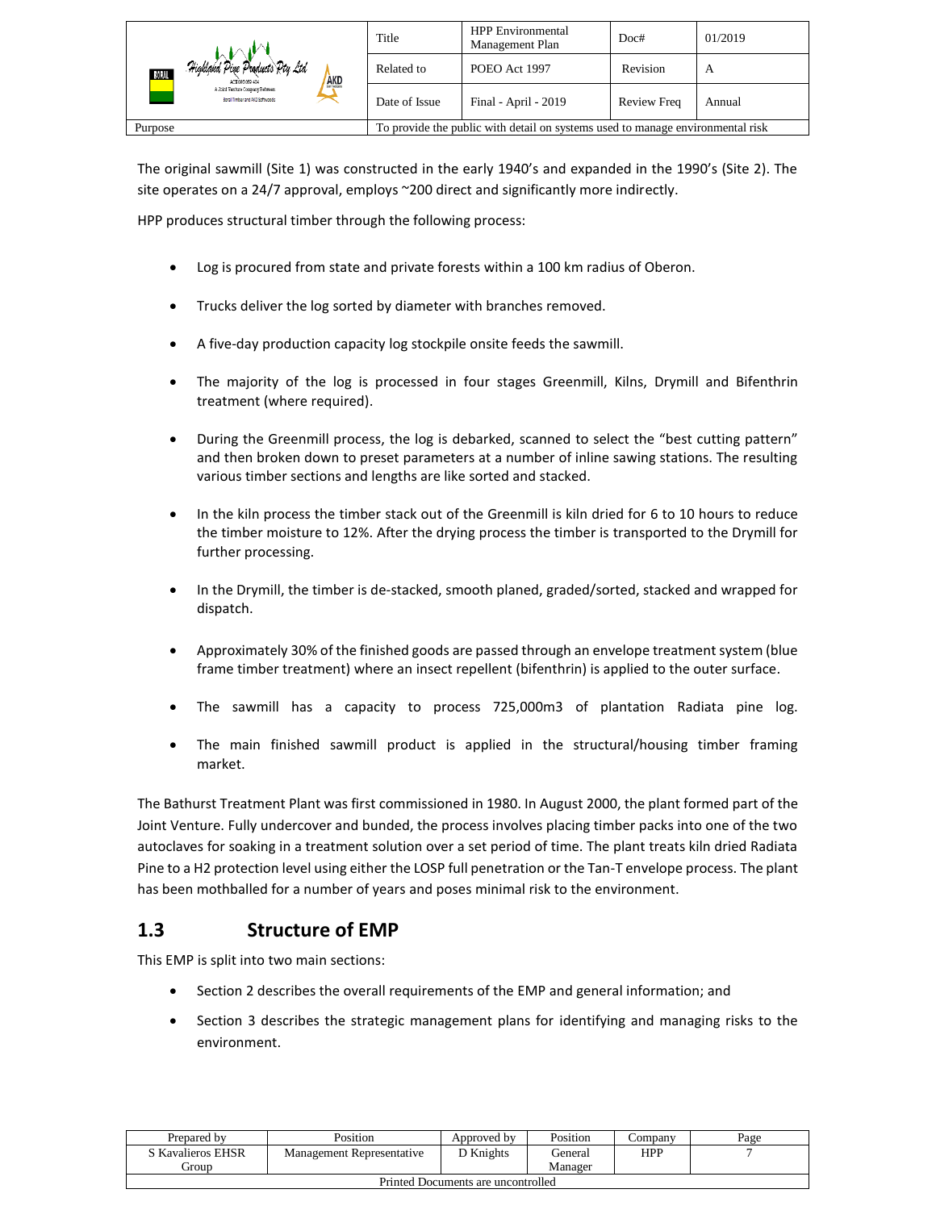The original sawmill (Site 1) was constructed in the early 1940's and expanded in the 1990's (Site 2). The site operates on a 24/7 approval, employs ~200 direct and significantly more indirectly.

HPP produces structural timber through the following process:

- Log is procured from state and private forests within a 100 km radius of Oberon.
- Trucks deliver the log sorted by diameter with branches removed.
- A five-day production capacity log stockpile onsite feeds the sawmill.
- The majority of the log is processed in four stages Greenmill, Kilns, Drymill and Bifenthrin treatment (where required).
- During the Greenmill process, the log is debarked, scanned to select the "best cutting pattern" and then broken down to preset parameters at a number of inline sawing stations. The resulting various timber sections and lengths are like sorted and stacked.
- In the kiln process the timber stack out of the Greenmill is kiln dried for 6 to 10 hours to reduce the timber moisture to 12%. After the drying process the timber is transported to the Drymill for further processing.
- In the Drymill, the timber is de-stacked, smooth planed, graded/sorted, stacked and wrapped for dispatch.
- Approximately 30% of the finished goods are passed through an envelope treatment system (blue frame timber treatment) where an insect repellent (bifenthrin) is applied to the outer surface.
- The sawmill has a capacity to process 725,000m3 of plantation Radiata pine log.
- The main finished sawmill product is applied in the structural/housing timber framing market.

The Bathurst Treatment Plant was first commissioned in 1980. In August 2000, the plant formed part of the Joint Venture. Fully undercover and bunded, the process involves placing timber packs into one of the two autoclaves for soaking in a treatment solution over a set period of time. The plant treats kiln dried Radiata Pine to a H2 protection level using either the LOSP full penetration or the Tan-T envelope process. The plant has been mothballed for a number of years and poses minimal risk to the environment.

## 1.3 Structure of EMP

This EMP is split into two main sections:

- Section 2 describes the overall requirements of the EMP and general information; and
- Section 3 describes the strategic management plans for identifying and managing risks to the environment.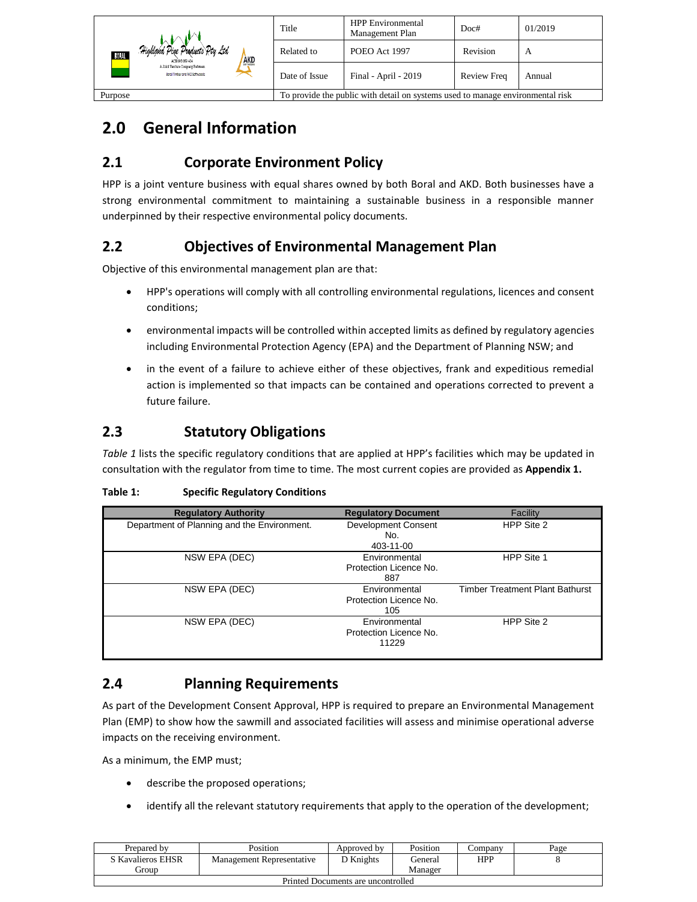# 2.0 General Information

## 2.1 Corporate Environment Policy

HPP is a joint venture business with equal shares owned by both Boral and AKD. Both businesses have a strong environmental commitment to maintaining a sustainable business in a responsible manner underpinned by their respective environmental policy documents.

## 2.2 Objectives of Environmental Management Plan

Objective of this environmental management plan are that:

- HPP's operations will comply with all controlling environmental regulations, licences and consent conditions;
- environmental impacts will be controlled within accepted limits as defined by regulatory agencies including Environmental Protection Agency (EPA) and the Department of Planning NSW; and
- in the event of a failure to achieve either of these objectives, frank and expeditious remedial action is implemented so that impacts can be contained and operations corrected to prevent a future failure.

## 2.3 Statutory Obligations

*Table 1* lists the specific regulatory conditions that are applied at HPP's facilities which may be updated in consultation with the regulator from time to time. The most current copies are provided as **Appendix 1.**

**Table 1: Specific Regulatory Conditions**

| Regulatory Authority | Regulatory Document | Facility |
|---|---|---|
| Department of Planning and the Environment. | Development Consent No. 403-11-00 | HPP Site 2 |
| NSW EPA (DEC) | Environmental Protection Licence No. 887 | HPP Site 1 |
| NSW EPA (DEC) | Environmental Protection Licence No. 105 | Timber Treatment Plant Bathurst |
| NSW EPA (DEC) | Environmental Protection Licence No. 11229 | HPP Site 2 |

## 2.4 Planning Requirements

As part of the Development Consent Approval, HPP is required to prepare an Environmental Management Plan (EMP) to show how the sawmill and associated facilities will assess and minimise operational adverse impacts on the receiving environment.

As a minimum, the EMP must;

- describe the proposed operations;
- identify all the relevant statutory requirements that apply to the operation of the development;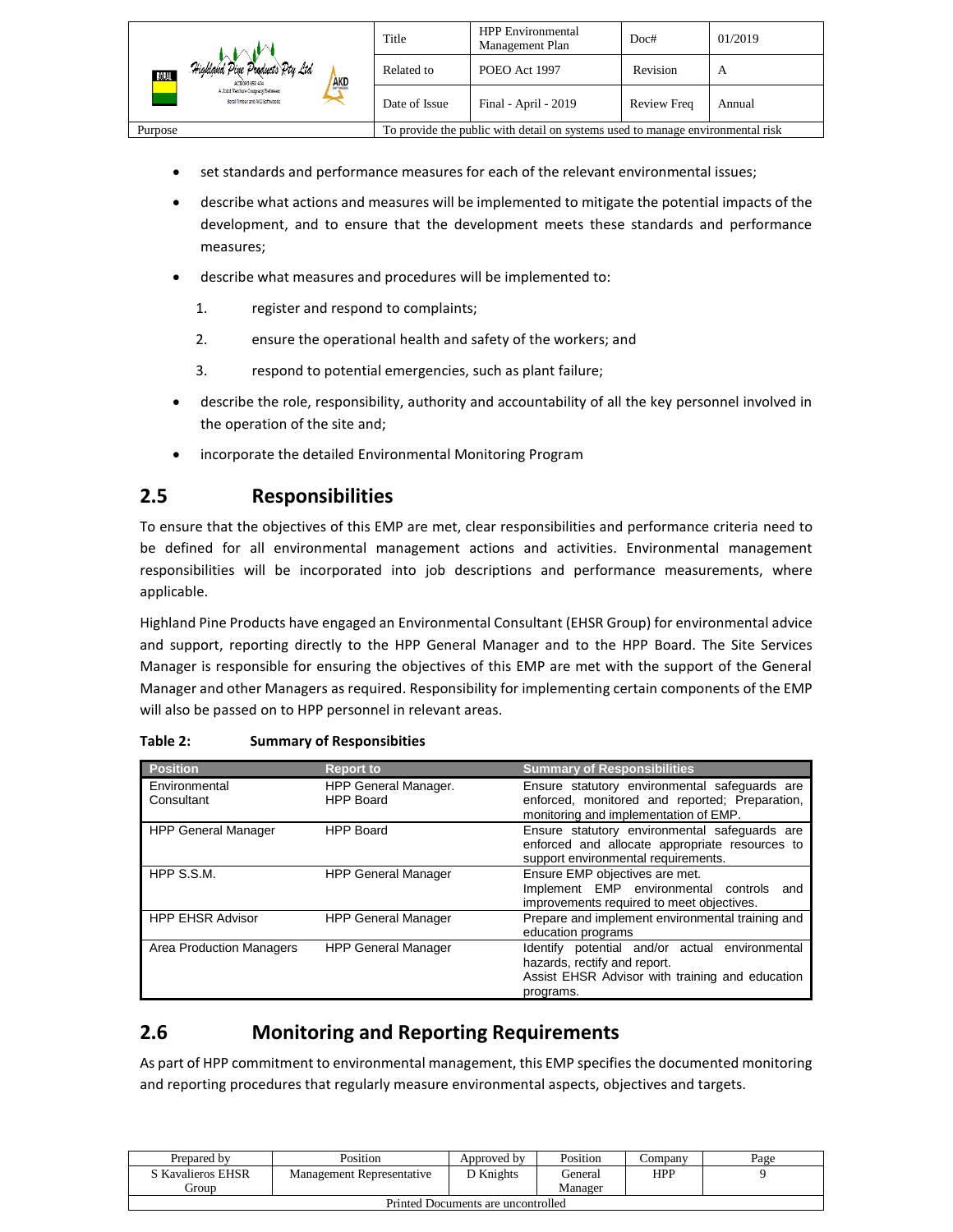- set standards and performance measures for each of the relevant environmental issues;
- describe what actions and measures will be implemented to mitigate the potential impacts of the development, and to ensure that the development meets these standards and performance measures;
- describe what measures and procedures will be implemented to:
  1. register and respond to complaints;
  2. ensure the operational health and safety of the workers; and
  3. respond to potential emergencies, such as plant failure;
- describe the role, responsibility, authority and accountability of all the key personnel involved in the operation of the site and;
- incorporate the detailed Environmental Monitoring Program

## 2.5 Responsibilities

To ensure that the objectives of this EMP are met, clear responsibilities and performance criteria need to be defined for all environmental management actions and activities. Environmental management responsibilities will be incorporated into job descriptions and performance measurements, where applicable.

Highland Pine Products have engaged an Environmental Consultant (EHSR Group) for environmental advice and support, reporting directly to the HPP General Manager and to the HPP Board. The Site Services Manager is responsible for ensuring the objectives of this EMP are met with the support of the General Manager and other Managers as required. Responsibility for implementing certain components of the EMP will also be passed on to HPP personnel in relevant areas.

**Table 2: Summary of Responsibities**

| Position | Report to | Summary of Responsibilities |
|---|---|---|
| Environmental Consultant | HPP General Manager. HPP Board | Ensure statutory environmental safeguards are enforced, monitored and reported; Preparation, monitoring and implementation of EMP. |
| HPP General Manager | HPP Board | Ensure statutory environmental safeguards are enforced and allocate appropriate resources to support environmental requirements. |
| HPP S.S.M. | HPP General Manager | Ensure EMP objectives are met. Implement EMP environmental controls and improvements required to meet objectives. |
| HPP EHSR Advisor | HPP General Manager | Prepare and implement environmental training and education programs |
| Area Production Managers | HPP General Manager | Identify potential and/or actual environmental hazards, rectify and report. Assist EHSR Advisor with training and education programs. |

## 2.6 Monitoring and Reporting Requirements

As part of HPP commitment to environmental management, this EMP specifies the documented monitoring and reporting procedures that regularly measure environmental aspects, objectives and targets.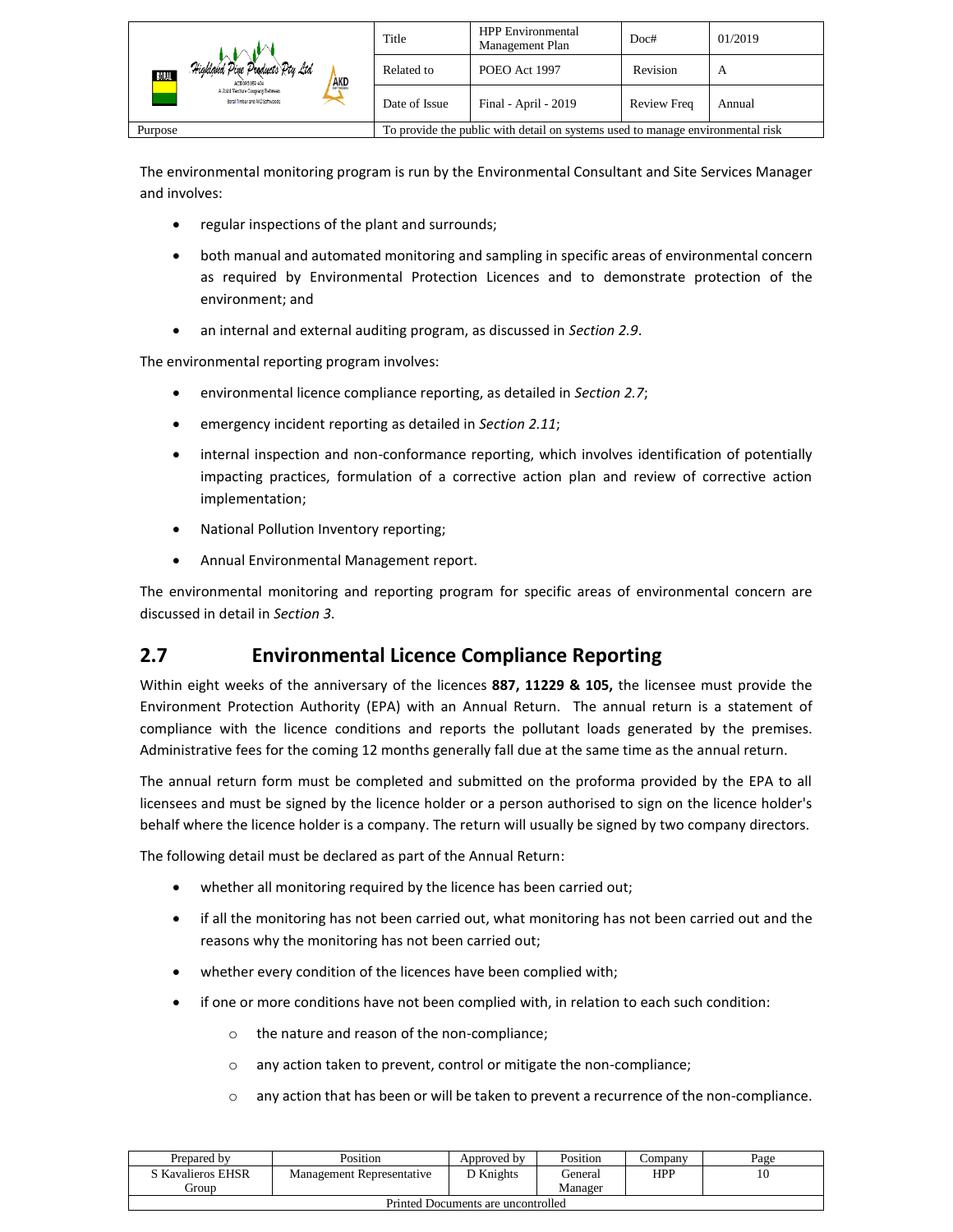The environmental monitoring program is run by the Environmental Consultant and Site Services Manager and involves:

- regular inspections of the plant and surrounds;
- both manual and automated monitoring and sampling in specific areas of environmental concern as required by Environmental Protection Licences and to demonstrate protection of the environment; and
- an internal and external auditing program, as discussed in *Section 2.9*.

The environmental reporting program involves:

- environmental licence compliance reporting, as detailed in *Section 2.7*;
- emergency incident reporting as detailed in *Section 2.11*;
- internal inspection and non-conformance reporting, which involves identification of potentially impacting practices, formulation of a corrective action plan and review of corrective action implementation;
- National Pollution Inventory reporting;
- Annual Environmental Management report.

The environmental monitoring and reporting program for specific areas of environmental concern are discussed in detail in *Section 3*.

## 2.7 Environmental Licence Compliance Reporting

Within eight weeks of the anniversary of the licences **887, 11229 & 105,** the licensee must provide the Environment Protection Authority (EPA) with an Annual Return. The annual return is a statement of compliance with the licence conditions and reports the pollutant loads generated by the premises. Administrative fees for the coming 12 months generally fall due at the same time as the annual return.

The annual return form must be completed and submitted on the proforma provided by the EPA to all licensees and must be signed by the licence holder or a person authorised to sign on the licence holder's behalf where the licence holder is a company. The return will usually be signed by two company directors.

The following detail must be declared as part of the Annual Return:

- whether all monitoring required by the licence has been carried out;
- if all the monitoring has not been carried out, what monitoring has not been carried out and the reasons why the monitoring has not been carried out;
- whether every condition of the licences have been complied with;
- if one or more conditions have not been complied with, in relation to each such condition:
    - the nature and reason of the non-compliance;
    - any action taken to prevent, control or mitigate the non-compliance;
    - any action that has been or will be taken to prevent a recurrence of the non-compliance.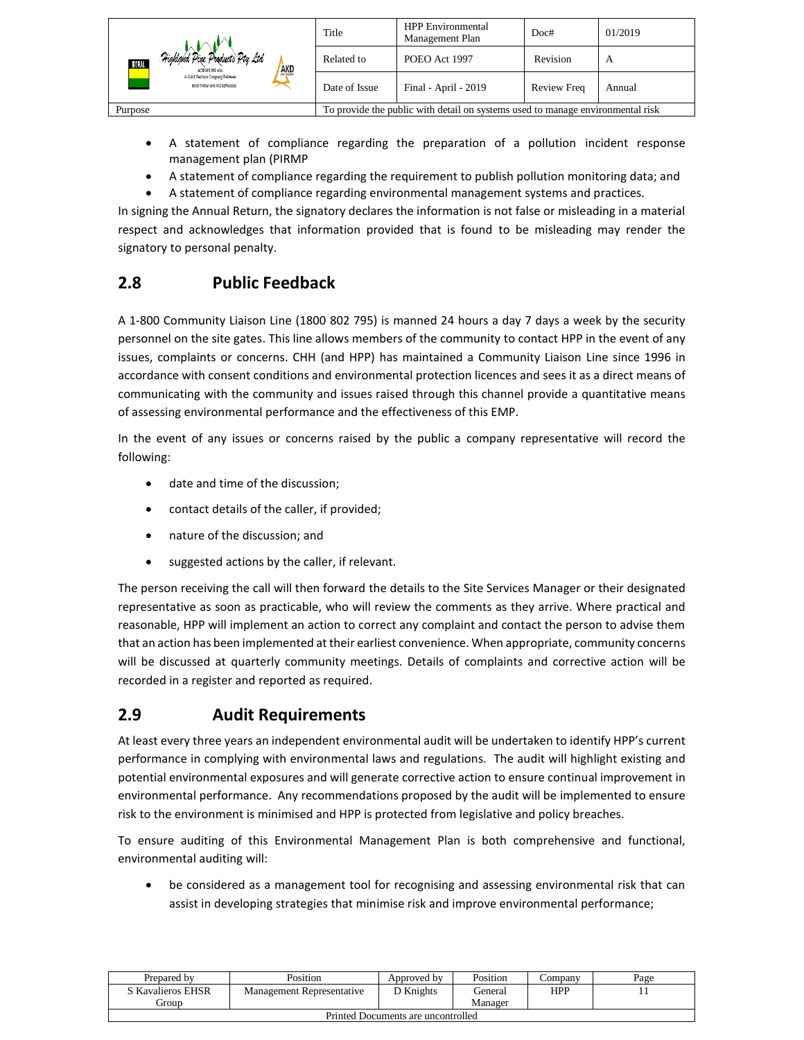- A statement of compliance regarding the preparation of a pollution incident response management plan (PIRMP
- A statement of compliance regarding the requirement to publish pollution monitoring data; and
- A statement of compliance regarding environmental management systems and practices.

In signing the Annual Return, the signatory declares the information is not false or misleading in a material respect and acknowledges that information provided that is found to be misleading may render the signatory to personal penalty.

## 2.8 Public Feedback

A 1-800 Community Liaison Line (1800 802 795) is manned 24 hours a day 7 days a week by the security personnel on the site gates. This line allows members of the community to contact HPP in the event of any issues, complaints or concerns. CHH (and HPP) has maintained a Community Liaison Line since 1996 in accordance with consent conditions and environmental protection licences and sees it as a direct means of communicating with the community and issues raised through this channel provide a quantitative means of assessing environmental performance and the effectiveness of this EMP.

In the event of any issues or concerns raised by the public a company representative will record the following:

- date and time of the discussion;
- contact details of the caller, if provided;
- nature of the discussion; and
- suggested actions by the caller, if relevant.

The person receiving the call will then forward the details to the Site Services Manager or their designated representative as soon as practicable, who will review the comments as they arrive. Where practical and reasonable, HPP will implement an action to correct any complaint and contact the person to advise them that an action has been implemented at their earliest convenience. When appropriate, community concerns will be discussed at quarterly community meetings. Details of complaints and corrective action will be recorded in a register and reported as required.

## 2.9 Audit Requirements

At least every three years an independent environmental audit will be undertaken to identify HPP's current performance in complying with environmental laws and regulations. The audit will highlight existing and potential environmental exposures and will generate corrective action to ensure continual improvement in environmental performance. Any recommendations proposed by the audit will be implemented to ensure risk to the environment is minimised and HPP is protected from legislative and policy breaches.

To ensure auditing of this Environmental Management Plan is both comprehensive and functional, environmental auditing will:

- be considered as a management tool for recognising and assessing environmental risk that can assist in developing strategies that minimise risk and improve environmental performance;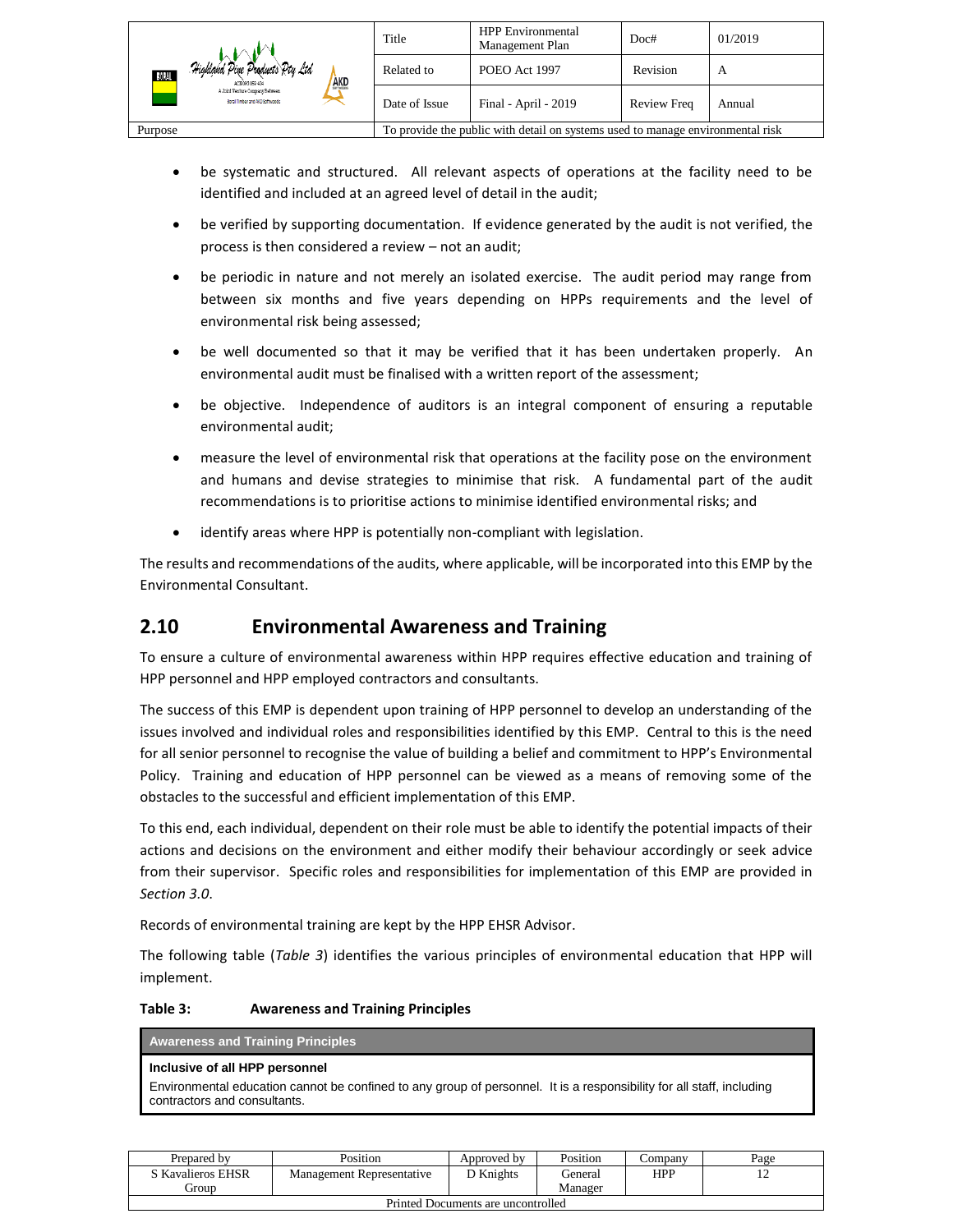- be systematic and structured. All relevant aspects of operations at the facility need to be identified and included at an agreed level of detail in the audit;
- be verified by supporting documentation. If evidence generated by the audit is not verified, the process is then considered a review – not an audit;
- be periodic in nature and not merely an isolated exercise. The audit period may range from between six months and five years depending on HPPs requirements and the level of environmental risk being assessed;
- be well documented so that it may be verified that it has been undertaken properly. An environmental audit must be finalised with a written report of the assessment;
- be objective. Independence of auditors is an integral component of ensuring a reputable environmental audit;
- measure the level of environmental risk that operations at the facility pose on the environment and humans and devise strategies to minimise that risk. A fundamental part of the audit recommendations is to prioritise actions to minimise identified environmental risks; and
- identify areas where HPP is potentially non-compliant with legislation.

The results and recommendations of the audits, where applicable, will be incorporated into this EMP by the Environmental Consultant.

## 2.10 Environmental Awareness and Training

To ensure a culture of environmental awareness within HPP requires effective education and training of HPP personnel and HPP employed contractors and consultants.

The success of this EMP is dependent upon training of HPP personnel to develop an understanding of the issues involved and individual roles and responsibilities identified by this EMP. Central to this is the need for all senior personnel to recognise the value of building a belief and commitment to HPP's Environmental Policy. Training and education of HPP personnel can be viewed as a means of removing some of the obstacles to the successful and efficient implementation of this EMP.

To this end, each individual, dependent on their role must be able to identify the potential impacts of their actions and decisions on the environment and either modify their behaviour accordingly or seek advice from their supervisor. Specific roles and responsibilities for implementation of this EMP are provided in *Section 3.0*.

Records of environmental training are kept by the HPP EHSR Advisor.

The following table (*Table 3*) identifies the various principles of environmental education that HPP will implement.

**Table 3: Awareness and Training Principles**

| Awareness and Training Principles |
|---|
| **Inclusive of all HPP personnel**<br>Environmental education cannot be confined to any group of personnel. It is a responsibility for all staff, including contractors and consultants. |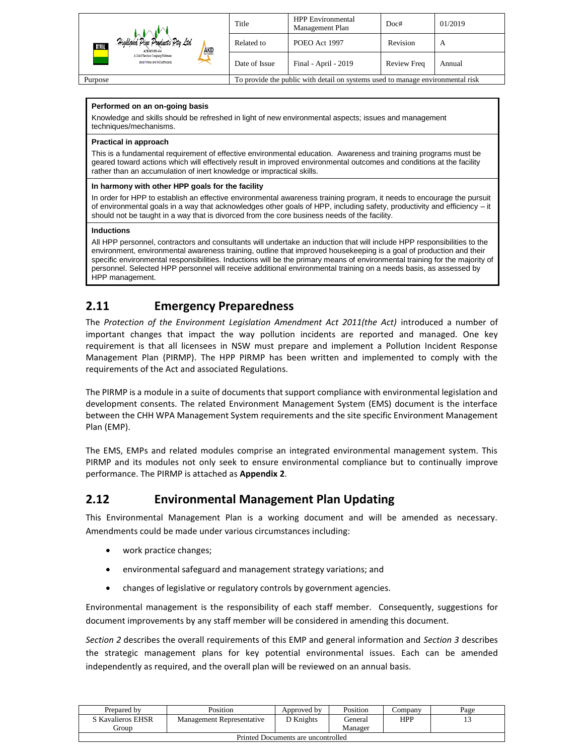**Performed on an on-going basis**

Knowledge and skills should be refreshed in light of new environmental aspects; issues and management techniques/mechanisms.

**Practical in approach**

This is a fundamental requirement of effective environmental education. Awareness and training programs must be geared toward actions which will effectively result in improved environmental outcomes and conditions at the facility rather than an accumulation of inert knowledge or impractical skills.

**In harmony with other HPP goals for the facility**

In order for HPP to establish an effective environmental awareness training program, it needs to encourage the pursuit of environmental goals in a way that acknowledges other goals of HPP, including safety, productivity and efficiency – it should not be taught in a way that is divorced from the core business needs of the facility.

**Inductions**

All HPP personnel, contractors and consultants will undertake an induction that will include HPP responsibilities to the environment, environmental awareness training, outline that improved housekeeping is a goal of production and their specific environmental responsibilities. Inductions will be the primary means of environmental training for the majority of personnel. Selected HPP personnel will receive additional environmental training on a needs basis, as assessed by HPP management.

## 2.11 Emergency Preparedness

The *Protection of the Environment Legislation Amendment Act 2011(the Act)* introduced a number of important changes that impact the way pollution incidents are reported and managed. One key requirement is that all licensees in NSW must prepare and implement a Pollution Incident Response Management Plan (PIRMP). The HPP PIRMP has been written and implemented to comply with the requirements of the Act and associated Regulations.

The PIRMP is a module in a suite of documents that support compliance with environmental legislation and development consents. The related Environment Management System (EMS) document is the interface between the CHH WPA Management System requirements and the site specific Environment Management Plan (EMP).

The EMS, EMPs and related modules comprise an integrated environmental management system. This PIRMP and its modules not only seek to ensure environmental compliance but to continually improve performance. The PIRMP is attached as **Appendix 2**.

## 2.12 Environmental Management Plan Updating

This Environmental Management Plan is a working document and will be amended as necessary. Amendments could be made under various circumstances including:

- work practice changes;
- environmental safeguard and management strategy variations; and
- changes of legislative or regulatory controls by government agencies.

Environmental management is the responsibility of each staff member. Consequently, suggestions for document improvements by any staff member will be considered in amending this document.

*Section 2* describes the overall requirements of this EMP and general information and *Section 3* describes the strategic management plans for key potential environmental issues. Each can be amended independently as required, and the overall plan will be reviewed on an annual basis.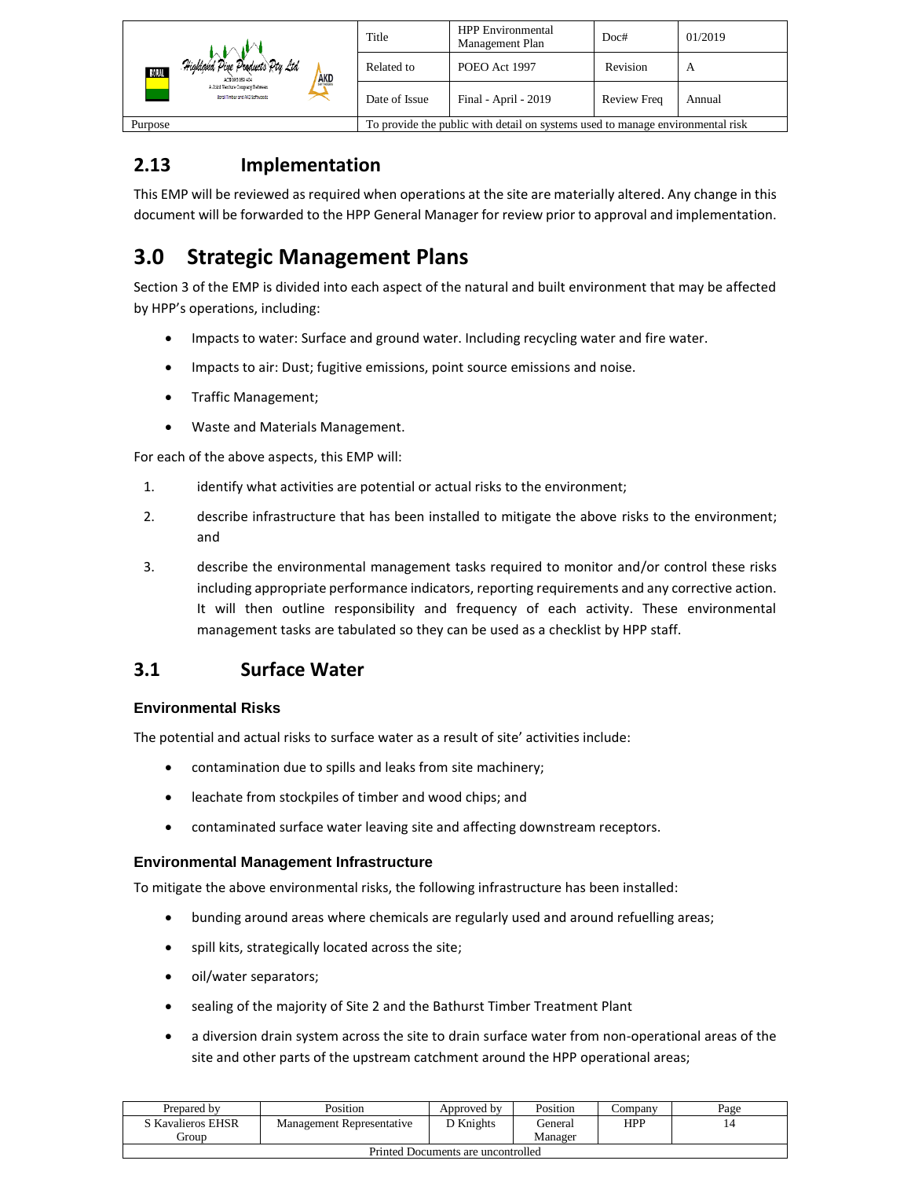## 2.13 Implementation

This EMP will be reviewed as required when operations at the site are materially altered. Any change in this document will be forwarded to the HPP General Manager for review prior to approval and implementation.

# 3.0 Strategic Management Plans

Section 3 of the EMP is divided into each aspect of the natural and built environment that may be affected by HPP's operations, including:

- Impacts to water: Surface and ground water. Including recycling water and fire water.
- Impacts to air: Dust; fugitive emissions, point source emissions and noise.
- Traffic Management;
- Waste and Materials Management.

For each of the above aspects, this EMP will:

1. identify what activities are potential or actual risks to the environment;
2. describe infrastructure that has been installed to mitigate the above risks to the environment; and
3. describe the environmental management tasks required to monitor and/or control these risks including appropriate performance indicators, reporting requirements and any corrective action. It will then outline responsibility and frequency of each activity. These environmental management tasks are tabulated so they can be used as a checklist by HPP staff.

## 3.1 Surface Water

### Environmental Risks

The potential and actual risks to surface water as a result of site' activities include:

- contamination due to spills and leaks from site machinery;
- leachate from stockpiles of timber and wood chips; and
- contaminated surface water leaving site and affecting downstream receptors.

### Environmental Management Infrastructure

To mitigate the above environmental risks, the following infrastructure has been installed:

- bunding around areas where chemicals are regularly used and around refuelling areas;
- spill kits, strategically located across the site;
- oil/water separators;
- sealing of the majority of Site 2 and the Bathurst Timber Treatment Plant
- a diversion drain system across the site to drain surface water from non-operational areas of the site and other parts of the upstream catchment around the HPP operational areas;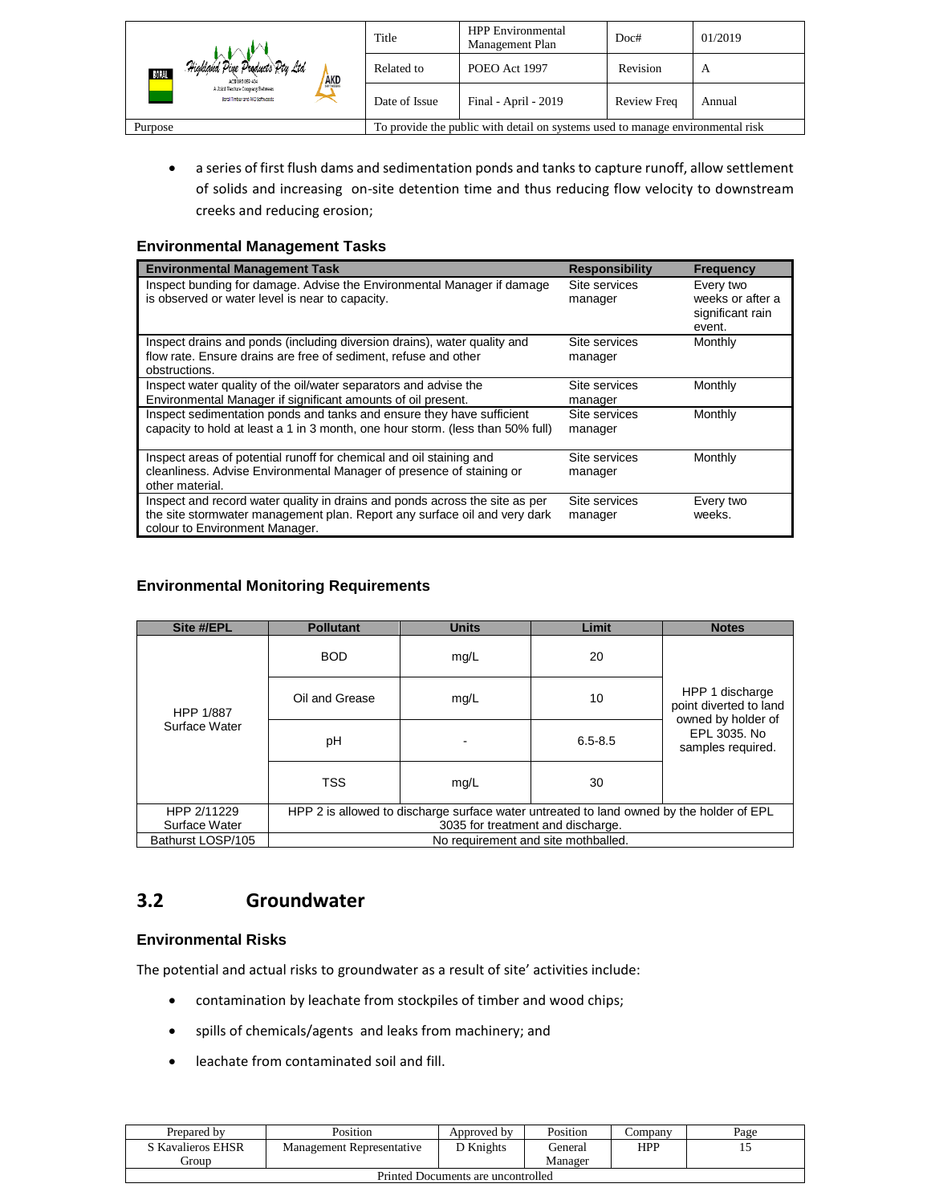- a series of first flush dams and sedimentation ponds and tanks to capture runoff, allow settlement of solids and increasing on-site detention time and thus reducing flow velocity to downstream creeks and reducing erosion;

### Environmental Management Tasks

| Environmental Management Task | Responsibility | Frequency |
| --- | --- | --- |
| Inspect bunding for damage. Advise the Environmental Manager if damage is observed or water level is near to capacity. | Site services manager | Every two weeks or after a significant rain event. |
| Inspect drains and ponds (including diversion drains), water quality and flow rate. Ensure drains are free of sediment, refuse and other obstructions. | Site services manager | Monthly |
| Inspect water quality of the oil/water separators and advise the Environmental Manager if significant amounts of oil present. | Site services manager | Monthly |
| Inspect sedimentation ponds and tanks and ensure they have sufficient capacity to hold at least a 1 in 3 month, one hour storm. (less than 50% full) | Site services manager | Monthly |
| Inspect areas of potential runoff for chemical and oil staining and cleanliness. Advise Environmental Manager of presence of staining or other material. | Site services manager | Monthly |
| Inspect and record water quality in drains and ponds across the site as per the site stormwater management plan. Report any surface oil and very dark colour to Environment Manager. | Site services manager | Every two weeks. |

### Environmental Monitoring Requirements

| Site #/EPL | Pollutant | Units | Limit | Notes |
| --- | --- | --- | --- | --- |
| HPP 1/887 Surface Water | BOD | mg/L | 20 | HPP 1 discharge point diverted to land owned by holder of EPL 3035. No samples required. |
| | Oil and Grease | mg/L | 10 | |
| | pH | - | 6.5-8.5 | |
| | TSS | mg/L | 30 | |
| HPP 2/11229 Surface Water | HPP 2 is allowed to discharge surface water untreated to land owned by the holder of EPL 3035 for treatment and discharge. | | | |
| Bathurst LOSP/105 | No requirement and site mothballed. | | | |

## 3.2 Groundwater

### Environmental Risks

The potential and actual risks to groundwater as a result of site' activities include:

- contamination by leachate from stockpiles of timber and wood chips;
- spills of chemicals/agents and leaks from machinery; and
- leachate from contaminated soil and fill.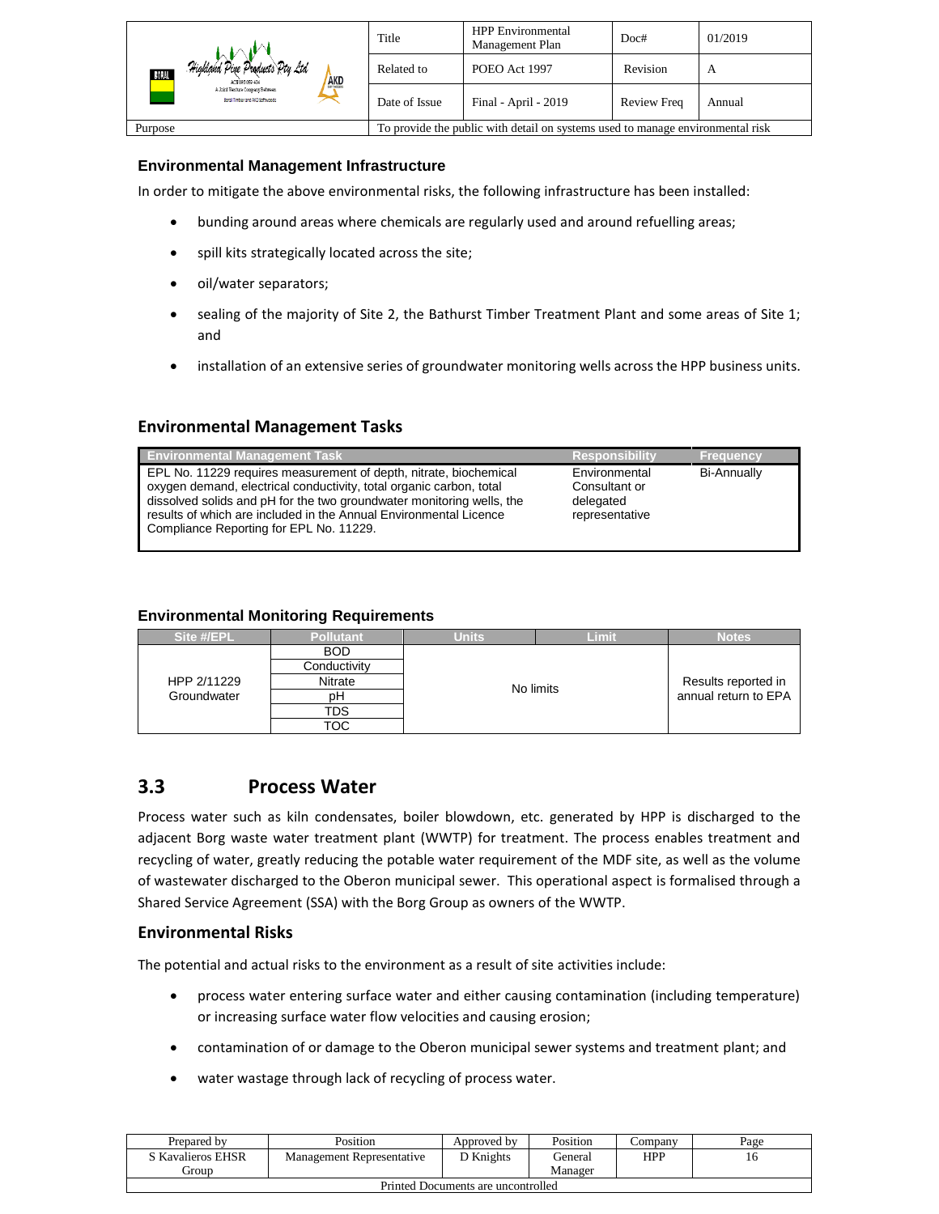### Environmental Management Infrastructure

In order to mitigate the above environmental risks, the following infrastructure has been installed:

- bunding around areas where chemicals are regularly used and around refuelling areas;
- spill kits strategically located across the site;
- oil/water separators;
- sealing of the majority of Site 2, the Bathurst Timber Treatment Plant and some areas of Site 1; and
- installation of an extensive series of groundwater monitoring wells across the HPP business units.

### Environmental Management Tasks

| Environmental Management Task | Responsibility | Frequency |
|---|---|---|
| EPL No. 11229 requires measurement of depth, nitrate, biochemical oxygen demand, electrical conductivity, total organic carbon, total dissolved solids and pH for the two groundwater monitoring wells, the results of which are included in the Annual Environmental Licence Compliance Reporting for EPL No. 11229. | Environmental Consultant or delegated representative | Bi-Annually |

### Environmental Monitoring Requirements

| Site #/EPL | Pollutant | Units | Limit | Notes |
|---|---|---|---|---|
| HPP 2/11229 Groundwater | BOD | No limits | | Results reported in annual return to EPA |
| | Conductivity | | | |
| | Nitrate | | | |
| | pH | | | |
| | TDS | | | |
| | TOC | | | |

## 3.3 Process Water

Process water such as kiln condensates, boiler blowdown, etc. generated by HPP is discharged to the adjacent Borg waste water treatment plant (WWTP) for treatment. The process enables treatment and recycling of water, greatly reducing the potable water requirement of the MDF site, as well as the volume of wastewater discharged to the Oberon municipal sewer. This operational aspect is formalised through a Shared Service Agreement (SSA) with the Borg Group as owners of the WWTP.

### Environmental Risks

The potential and actual risks to the environment as a result of site activities include:

- process water entering surface water and either causing contamination (including temperature) or increasing surface water flow velocities and causing erosion;
- contamination of or damage to the Oberon municipal sewer systems and treatment plant; and
- water wastage through lack of recycling of process water.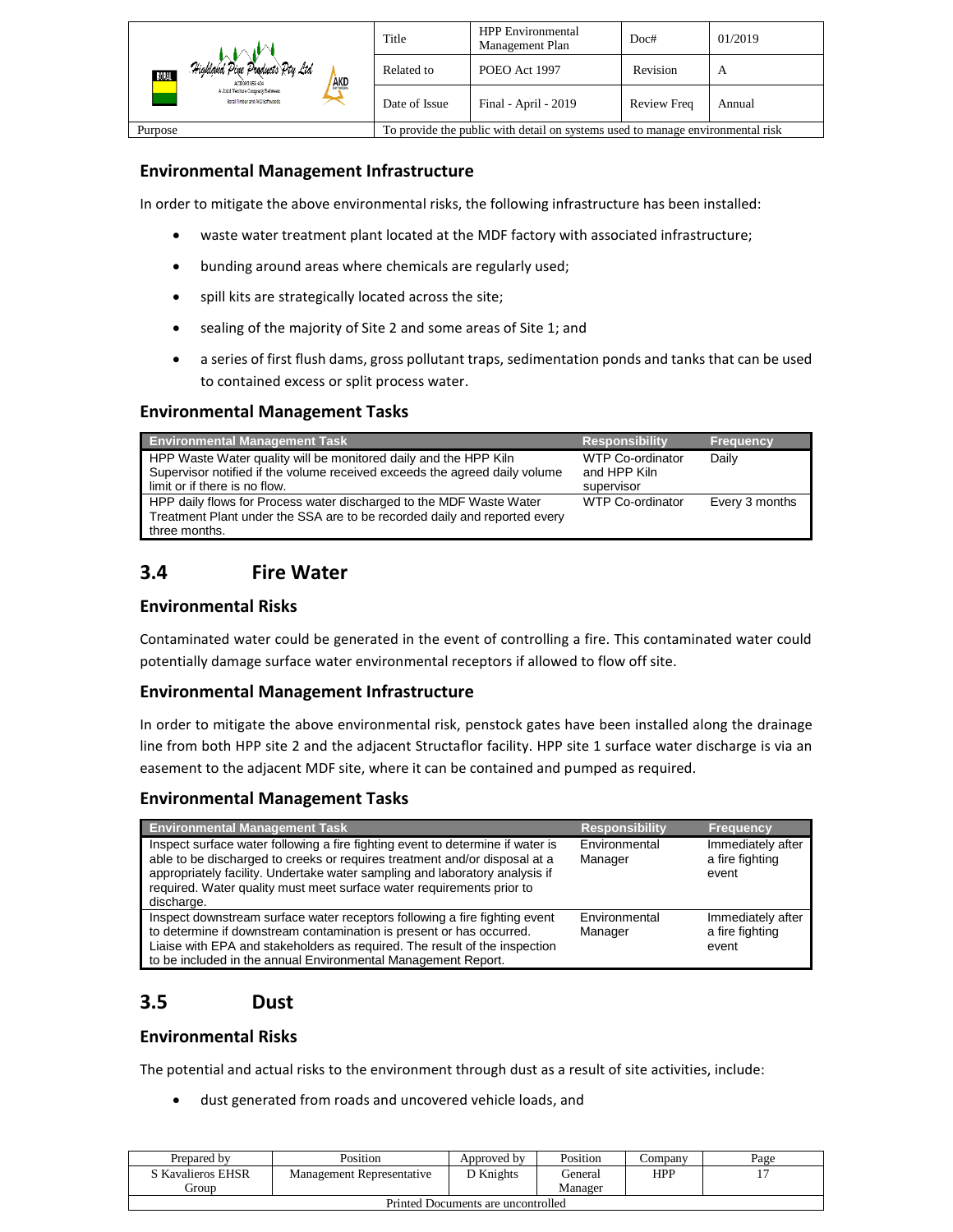### Environmental Management Infrastructure

In order to mitigate the above environmental risks, the following infrastructure has been installed:

- waste water treatment plant located at the MDF factory with associated infrastructure;
- bunding around areas where chemicals are regularly used;
- spill kits are strategically located across the site;
- sealing of the majority of Site 2 and some areas of Site 1; and
- a series of first flush dams, gross pollutant traps, sedimentation ponds and tanks that can be used to contained excess or split process water.

### Environmental Management Tasks

| Environmental Management Task | Responsibility | Frequency |
|---|---|---|
| HPP Waste Water quality will be monitored daily and the HPP Kiln Supervisor notified if the volume received exceeds the agreed daily volume limit or if there is no flow. | WTP Co-ordinator and HPP Kiln supervisor | Daily |
| HPP daily flows for Process water discharged to the MDF Waste Water Treatment Plant under the SSA are to be recorded daily and reported every three months. | WTP Co-ordinator | Every 3 months |

## 3.4 Fire Water

### Environmental Risks

Contaminated water could be generated in the event of controlling a fire. This contaminated water could potentially damage surface water environmental receptors if allowed to flow off site.

### Environmental Management Infrastructure

In order to mitigate the above environmental risk, penstock gates have been installed along the drainage line from both HPP site 2 and the adjacent Structaflor facility. HPP site 1 surface water discharge is via an easement to the adjacent MDF site, where it can be contained and pumped as required.

### Environmental Management Tasks

| Environmental Management Task | Responsibility | Frequency |
|---|---|---|
| Inspect surface water following a fire fighting event to determine if water is able to be discharged to creeks or requires treatment and/or disposal at a appropriately facility. Undertake water sampling and laboratory analysis if required. Water quality must meet surface water requirements prior to discharge. | Environmental Manager | Immediately after a fire fighting event |
| Inspect downstream surface water receptors following a fire fighting event to determine if downstream contamination is present or has occurred. Liaise with EPA and stakeholders as required. The result of the inspection to be included in the annual Environmental Management Report. | Environmental Manager | Immediately after a fire fighting event |

## 3.5 Dust

### Environmental Risks

The potential and actual risks to the environment through dust as a result of site activities, include:

- dust generated from roads and uncovered vehicle loads, and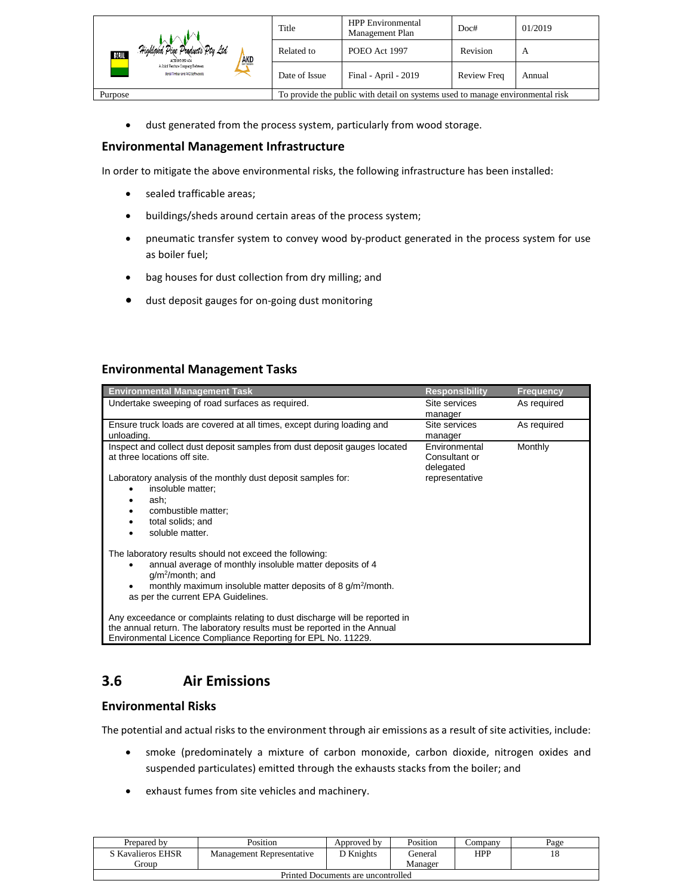- dust generated from the process system, particularly from wood storage.

### Environmental Management Infrastructure

In order to mitigate the above environmental risks, the following infrastructure has been installed:

- sealed trafficable areas;
- buildings/sheds around certain areas of the process system;
- pneumatic transfer system to convey wood by-product generated in the process system for use as boiler fuel;
- bag houses for dust collection from dry milling; and
- dust deposit gauges for on-going dust monitoring

### Environmental Management Tasks

| Environmental Management Task | Responsibility | Frequency |
|---|---|---|
| Undertake sweeping of road surfaces as required. | Site services manager | As required |
| Ensure truck loads are covered at all times, except during loading and unloading. | Site services manager | As required |
| Inspect and collect dust deposit samples from dust deposit gauges located at three locations off site.<br><br>Laboratory analysis of the monthly dust deposit samples for:<br>• insoluble matter;<br>• ash;<br>• combustible matter;<br>• total solids; and<br>• soluble matter.<br><br>The laboratory results should not exceed the following:<br>• annual average of monthly insoluble matter deposits of 4 $g/m^2$/month; and<br>• monthly maximum insoluble matter deposits of 8 $g/m^2$/month.<br>as per the current EPA Guidelines.<br><br>Any exceedance or complaints relating to dust discharge will be reported in the annual return. The laboratory results must be reported in the Annual Environmental Licence Compliance Reporting for EPL No. 11229. | Environmental Consultant or delegated representative | Monthly |

## 3.6 Air Emissions

### Environmental Risks

The potential and actual risks to the environment through air emissions as a result of site activities, include:

- smoke (predominately a mixture of carbon monoxide, carbon dioxide, nitrogen oxides and suspended particulates) emitted through the exhausts stacks from the boiler; and
- exhaust fumes from site vehicles and machinery.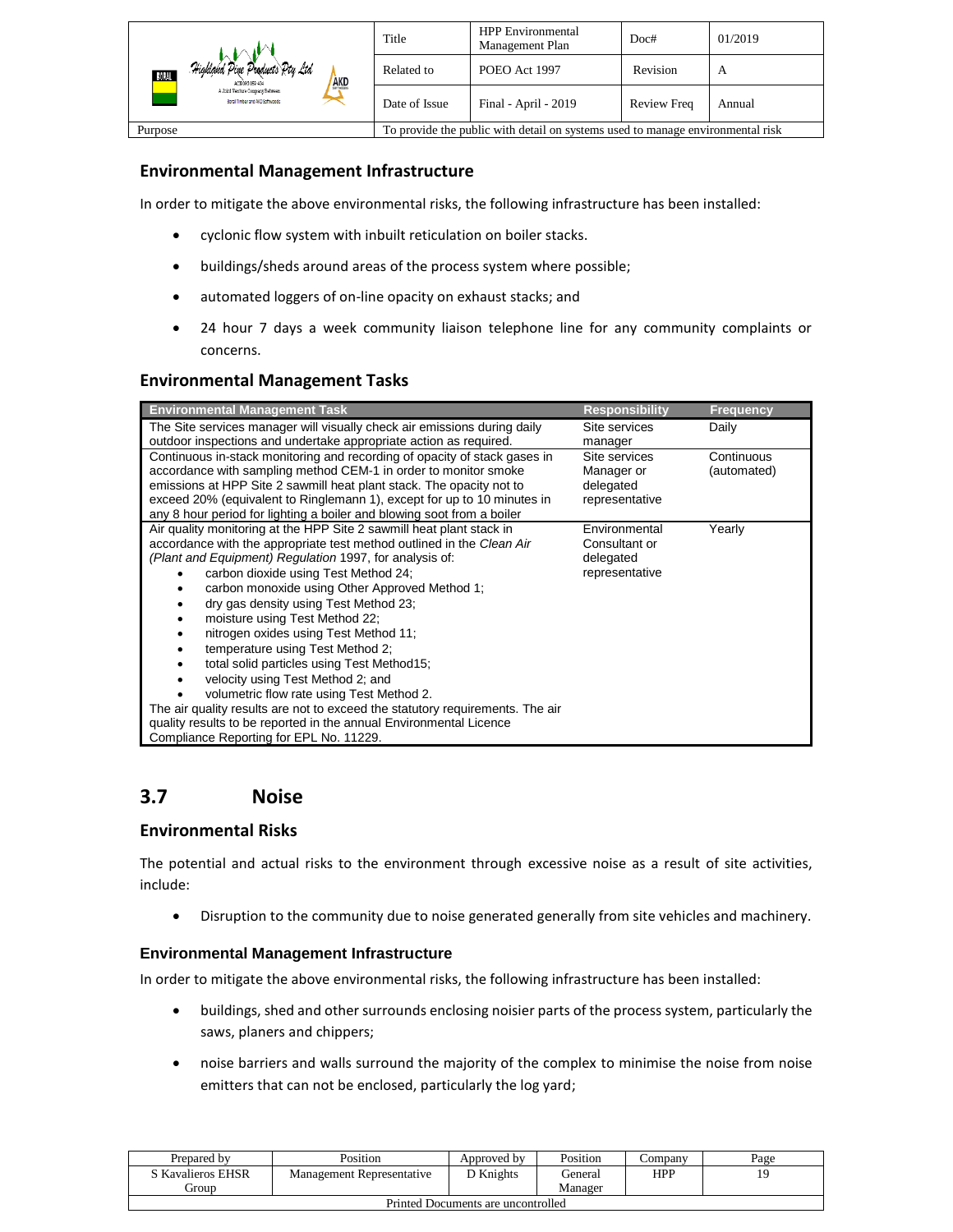### Environmental Management Infrastructure

In order to mitigate the above environmental risks, the following infrastructure has been installed:

- cyclonic flow system with inbuilt reticulation on boiler stacks.
- buildings/sheds around areas of the process system where possible;
- automated loggers of on-line opacity on exhaust stacks; and
- 24 hour 7 days a week community liaison telephone line for any community complaints or concerns.

### Environmental Management Tasks

| Environmental Management Task | Responsibility | Frequency |
|---|---|---|
| The Site services manager will visually check air emissions during daily outdoor inspections and undertake appropriate action as required. | Site services manager | Daily |
| Continuous in-stack monitoring and recording of opacity of stack gases in accordance with sampling method CEM-1 in order to monitor smoke emissions at HPP Site 2 sawmill heat plant stack. The opacity not to exceed 20% (equivalent to Ringlemann 1), except for up to 10 minutes in any 8 hour period for lighting a boiler and blowing soot from a boiler | Site services Manager or delegated representative | Continuous (automated) |
| Air quality monitoring at the HPP Site 2 sawmill heat plant stack in accordance with the appropriate test method outlined in the *Clean Air (Plant and Equipment) Regulation* 1997, for analysis of:<br>• carbon dioxide using Test Method 24;<br>• carbon monoxide using Other Approved Method 1;<br>• dry gas density using Test Method 23;<br>• moisture using Test Method 22;<br>• nitrogen oxides using Test Method 11;<br>• temperature using Test Method 2;<br>• total solid particles using Test Method15;<br>• velocity using Test Method 2; and<br>• volumetric flow rate using Test Method 2.<br>The air quality results are not to exceed the statutory requirements. The air quality results to be reported in the annual Environmental Licence Compliance Reporting for EPL No. 11229. | Environmental Consultant or delegated representative | Yearly |

## 3.7 Noise

### Environmental Risks

The potential and actual risks to the environment through excessive noise as a result of site activities, include:

- Disruption to the community due to noise generated generally from site vehicles and machinery.

### Environmental Management Infrastructure

In order to mitigate the above environmental risks, the following infrastructure has been installed:

- buildings, shed and other surrounds enclosing noisier parts of the process system, particularly the saws, planers and chippers;
- noise barriers and walls surround the majority of the complex to minimise the noise from noise emitters that can not be enclosed, particularly the log yard;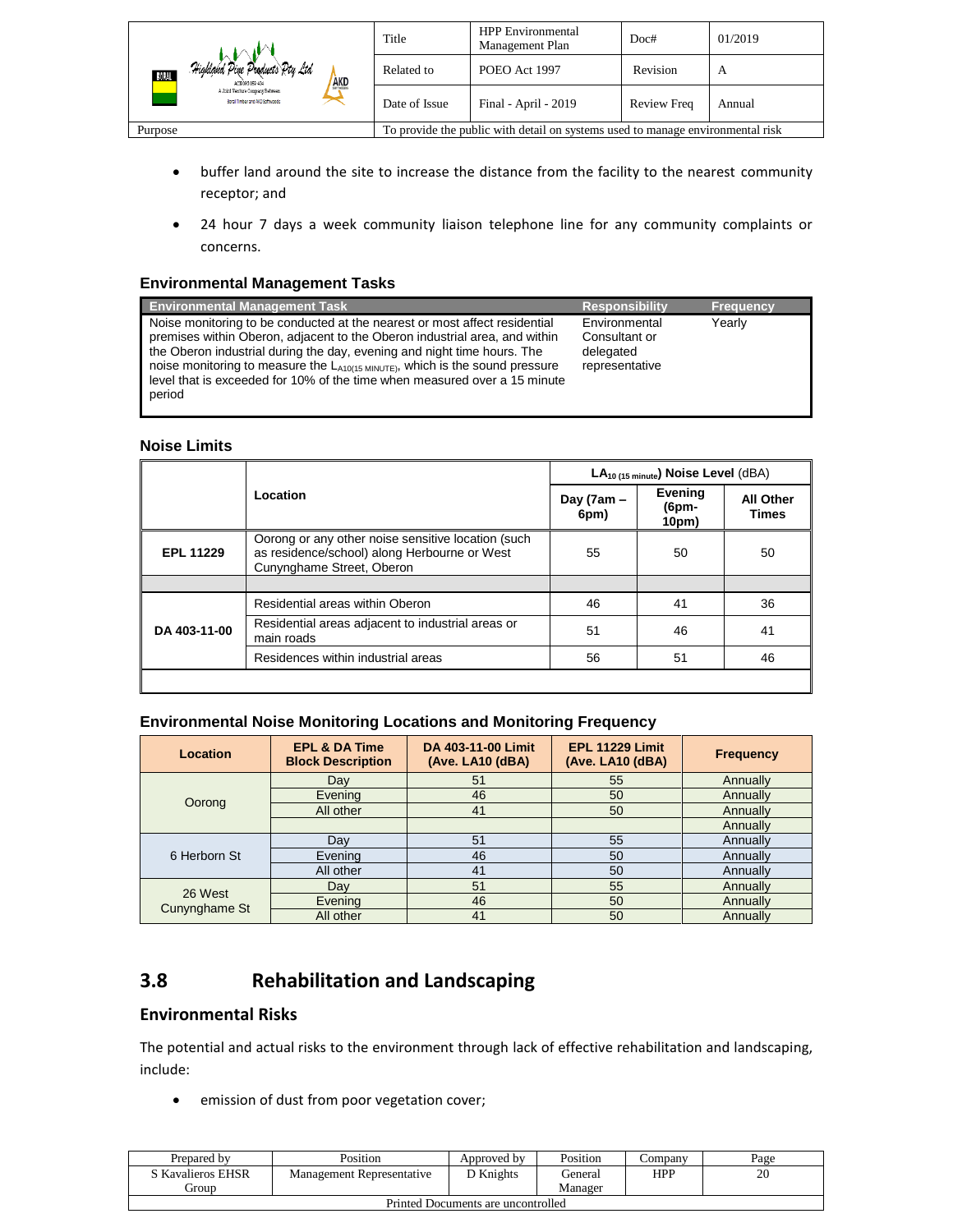- buffer land around the site to increase the distance from the facility to the nearest community receptor; and
- 24 hour 7 days a week community liaison telephone line for any community complaints or concerns.

### Environmental Management Tasks

| Environmental Management Task | Responsibility | Frequency |
|---|---|---|
| Noise monitoring to be conducted at the nearest or most affect residential premises within Oberon, adjacent to the Oberon industrial area, and within the Oberon industrial during the day, evening and night time hours. The noise monitoring to measure the $L_{A10(15\ MINUTE)}$, which is the sound pressure level that is exceeded for 10% of the time when measured over a 15 minute period | Environmental Consultant or delegated representative | Yearly |

### Noise Limits

| | Location | $LA_{10\ (15\ minute)}$ Noise Level (dBA) | | |
|---|---|---|---|---|
| | | Day (7am – 6pm) | Evening (6pm-10pm) | All Other Times |
| EPL 11229 | Oorong or any other noise sensitive location (such as residence/school) along Herbourne or West Cunynghame Street, Oberon | 55 | 50 | 50 |
| | | | | |
| DA 403-11-00 | Residential areas within Oberon | 46 | 41 | 36 |
| | Residential areas adjacent to industrial areas or main roads | 51 | 46 | 41 |
| | Residences within industrial areas | 56 | 51 | 46 |

### Environmental Noise Monitoring Locations and Monitoring Frequency

| Location | EPL & DA Time Block Description | DA 403-11-00 Limit (Ave. LA10 (dBA) | EPL 11229 Limit (Ave. LA10 (dBA) | Frequency |
|---|---|---|---|---|
| Oorong | Day | 51 | 55 | Annually |
| | Evening | 46 | 50 | Annually |
| | All other | 41 | 50 | Annually |
| | | | | Annually |
| 6 Herborn St | Day | 51 | 55 | Annually |
| | Evening | 46 | 50 | Annually |
| | All other | 41 | 50 | Annually |
| 26 West Cunynghame St | Day | 51 | 55 | Annually |
| | Evening | 46 | 50 | Annually |
| | All other | 41 | 50 | Annually |

## 3.8 Rehabilitation and Landscaping

### Environmental Risks

The potential and actual risks to the environment through lack of effective rehabilitation and landscaping, include:

- emission of dust from poor vegetation cover;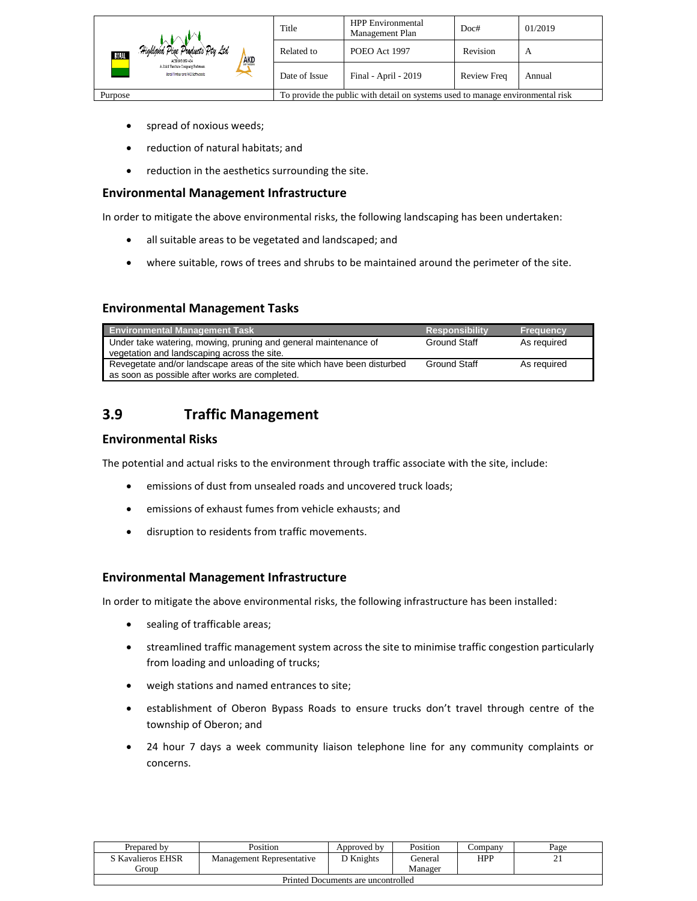- spread of noxious weeds;
- reduction of natural habitats; and
- reduction in the aesthetics surrounding the site.

### Environmental Management Infrastructure

In order to mitigate the above environmental risks, the following landscaping has been undertaken:

- all suitable areas to be vegetated and landscaped; and
- where suitable, rows of trees and shrubs to be maintained around the perimeter of the site.

### Environmental Management Tasks

| Environmental Management Task | Responsibility | Frequency |
|---|---|---|
| Under take watering, mowing, pruning and general maintenance of vegetation and landscaping across the site. | Ground Staff | As required |
| Revegetate and/or landscape areas of the site which have been disturbed as soon as possible after works are completed. | Ground Staff | As required |

## 3.9 Traffic Management

### Environmental Risks

The potential and actual risks to the environment through traffic associate with the site, include:

- emissions of dust from unsealed roads and uncovered truck loads;
- emissions of exhaust fumes from vehicle exhausts; and
- disruption to residents from traffic movements.

### Environmental Management Infrastructure

In order to mitigate the above environmental risks, the following infrastructure has been installed:

- sealing of trafficable areas;
- streamlined traffic management system across the site to minimise traffic congestion particularly from loading and unloading of trucks;
- weigh stations and named entrances to site;
- establishment of Oberon Bypass Roads to ensure trucks don't travel through centre of the township of Oberon; and
- 24 hour 7 days a week community liaison telephone line for any community complaints or concerns.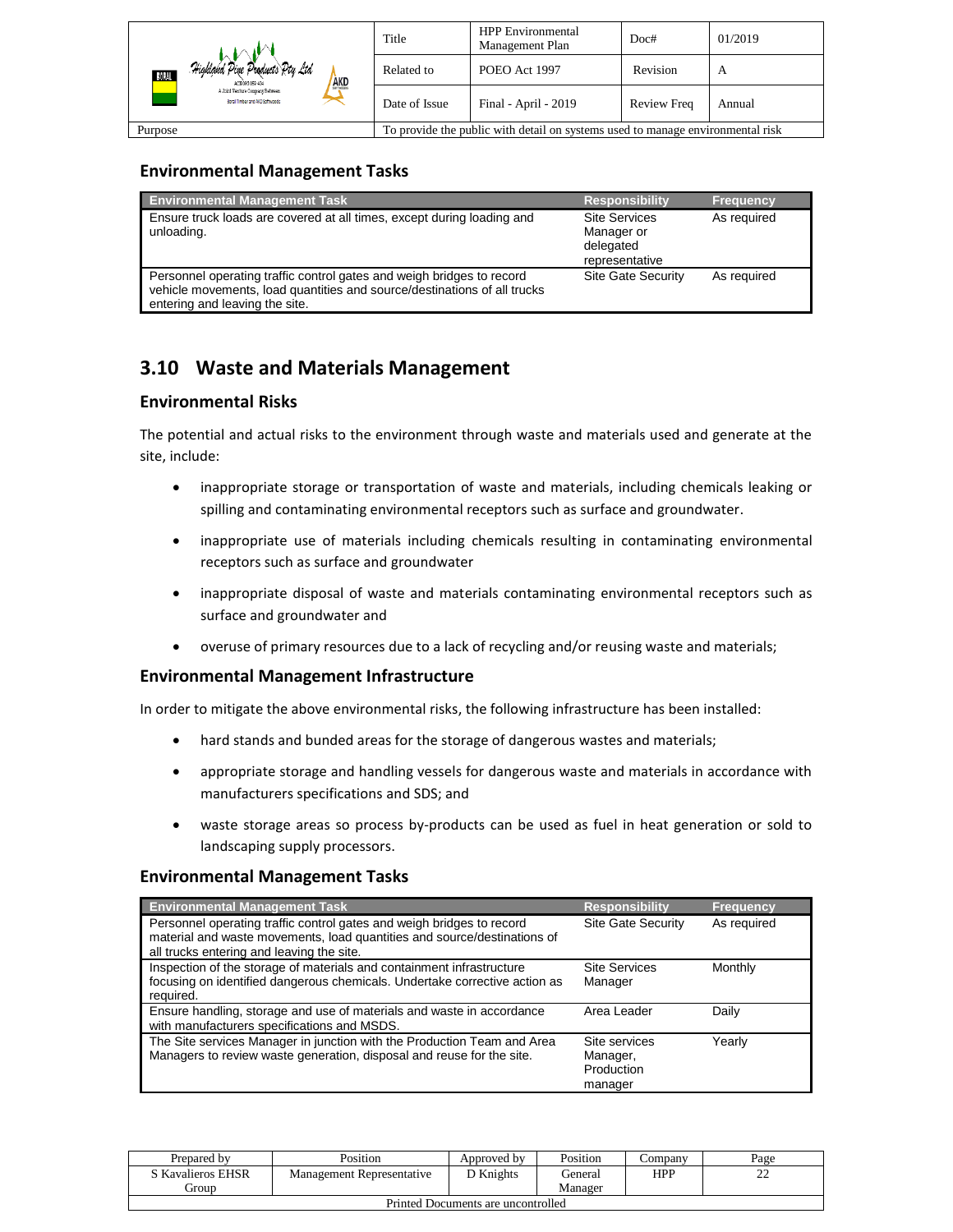### Environmental Management Tasks

| Environmental Management Task | Responsibility | Frequency |
|---|---|---|
| Ensure truck loads are covered at all times, except during loading and unloading. | Site Services Manager or delegated representative | As required |
| Personnel operating traffic control gates and weigh bridges to record vehicle movements, load quantities and source/destinations of all trucks entering and leaving the site. | Site Gate Security | As required |

## 3.10 Waste and Materials Management

### Environmental Risks

The potential and actual risks to the environment through waste and materials used and generate at the site, include:

- inappropriate storage or transportation of waste and materials, including chemicals leaking or spilling and contaminating environmental receptors such as surface and groundwater.
- inappropriate use of materials including chemicals resulting in contaminating environmental receptors such as surface and groundwater
- inappropriate disposal of waste and materials contaminating environmental receptors such as surface and groundwater and
- overuse of primary resources due to a lack of recycling and/or reusing waste and materials;

### Environmental Management Infrastructure

In order to mitigate the above environmental risks, the following infrastructure has been installed:

- hard stands and bunded areas for the storage of dangerous wastes and materials;
- appropriate storage and handling vessels for dangerous waste and materials in accordance with manufacturers specifications and SDS; and
- waste storage areas so process by-products can be used as fuel in heat generation or sold to landscaping supply processors.

### Environmental Management Tasks

| Environmental Management Task | Responsibility | Frequency |
|---|---|---|
| Personnel operating traffic control gates and weigh bridges to record material and waste movements, load quantities and source/destinations of all trucks entering and leaving the site. | Site Gate Security | As required |
| Inspection of the storage of materials and containment infrastructure focusing on identified dangerous chemicals. Undertake corrective action as required. | Site Services Manager | Monthly |
| Ensure handling, storage and use of materials and waste in accordance with manufacturers specifications and MSDS. | Area Leader | Daily |
| The Site services Manager in junction with the Production Team and Area Managers to review waste generation, disposal and reuse for the site. | Site services Manager, Production manager | Yearly |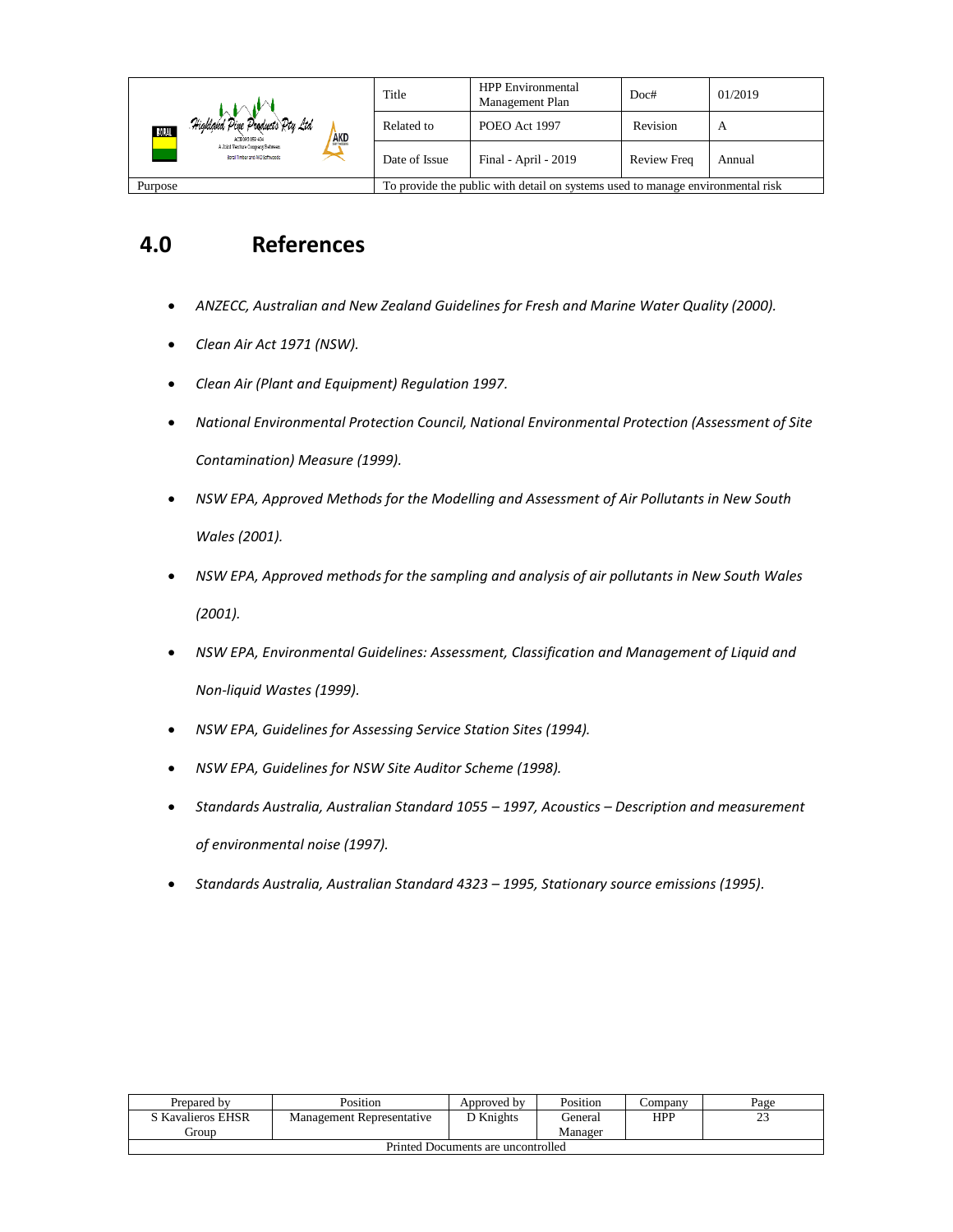## 4.0 References

- *ANZECC, Australian and New Zealand Guidelines for Fresh and Marine Water Quality (2000).*
- *Clean Air Act 1971 (NSW).*
- *Clean Air (Plant and Equipment) Regulation 1997.*
- *National Environmental Protection Council, National Environmental Protection (Assessment of Site Contamination) Measure (1999).*
- *NSW EPA, Approved Methods for the Modelling and Assessment of Air Pollutants in New South Wales (2001).*
- *NSW EPA, Approved methods for the sampling and analysis of air pollutants in New South Wales (2001).*
- *NSW EPA, Environmental Guidelines: Assessment, Classification and Management of Liquid and Non-liquid Wastes (1999).*
- *NSW EPA, Guidelines for Assessing Service Station Sites (1994).*
- *NSW EPA, Guidelines for NSW Site Auditor Scheme (1998).*
- *Standards Australia, Australian Standard 1055 – 1997, Acoustics – Description and measurement of environmental noise (1997).*
- *Standards Australia, Australian Standard 4323 – 1995, Stationary source emissions (1995).*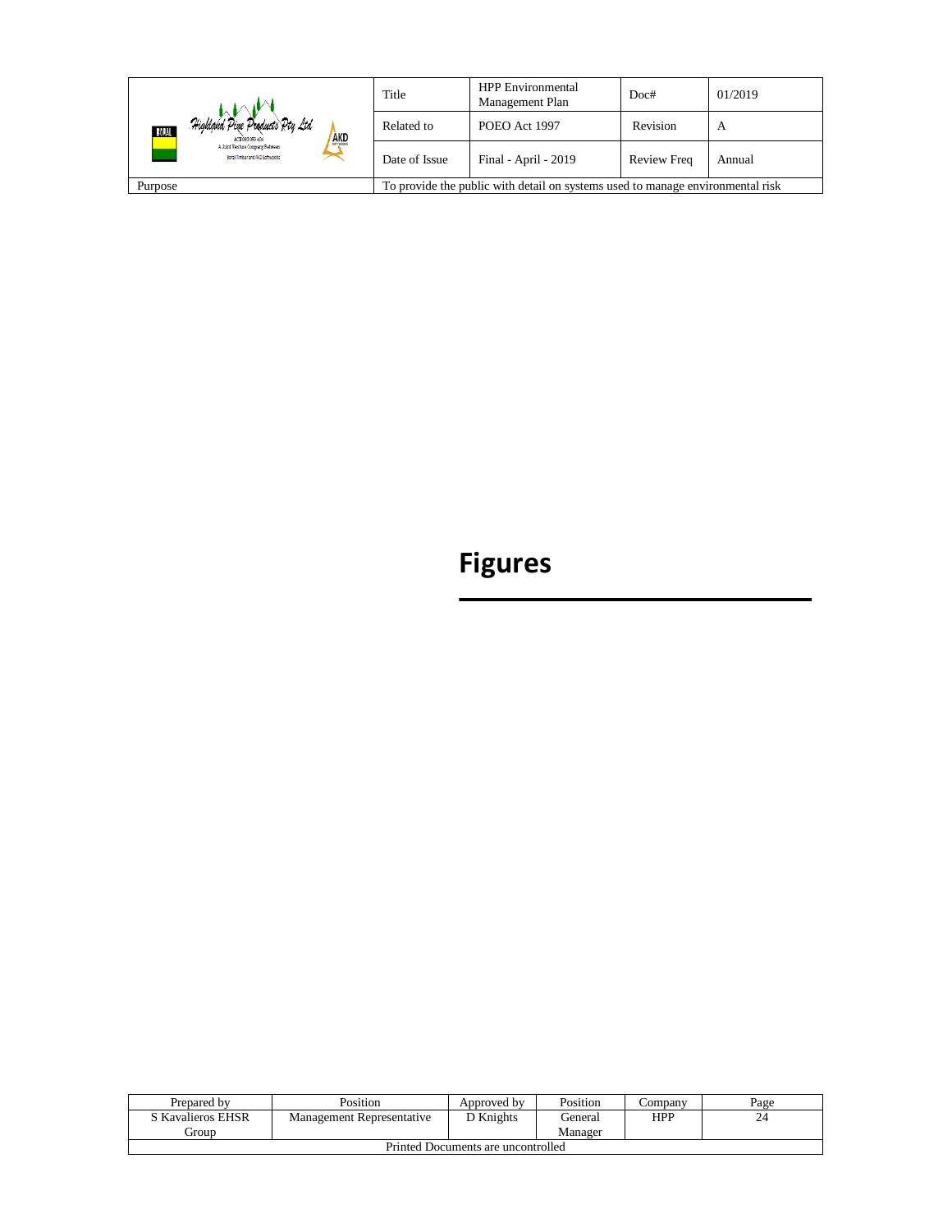# Figures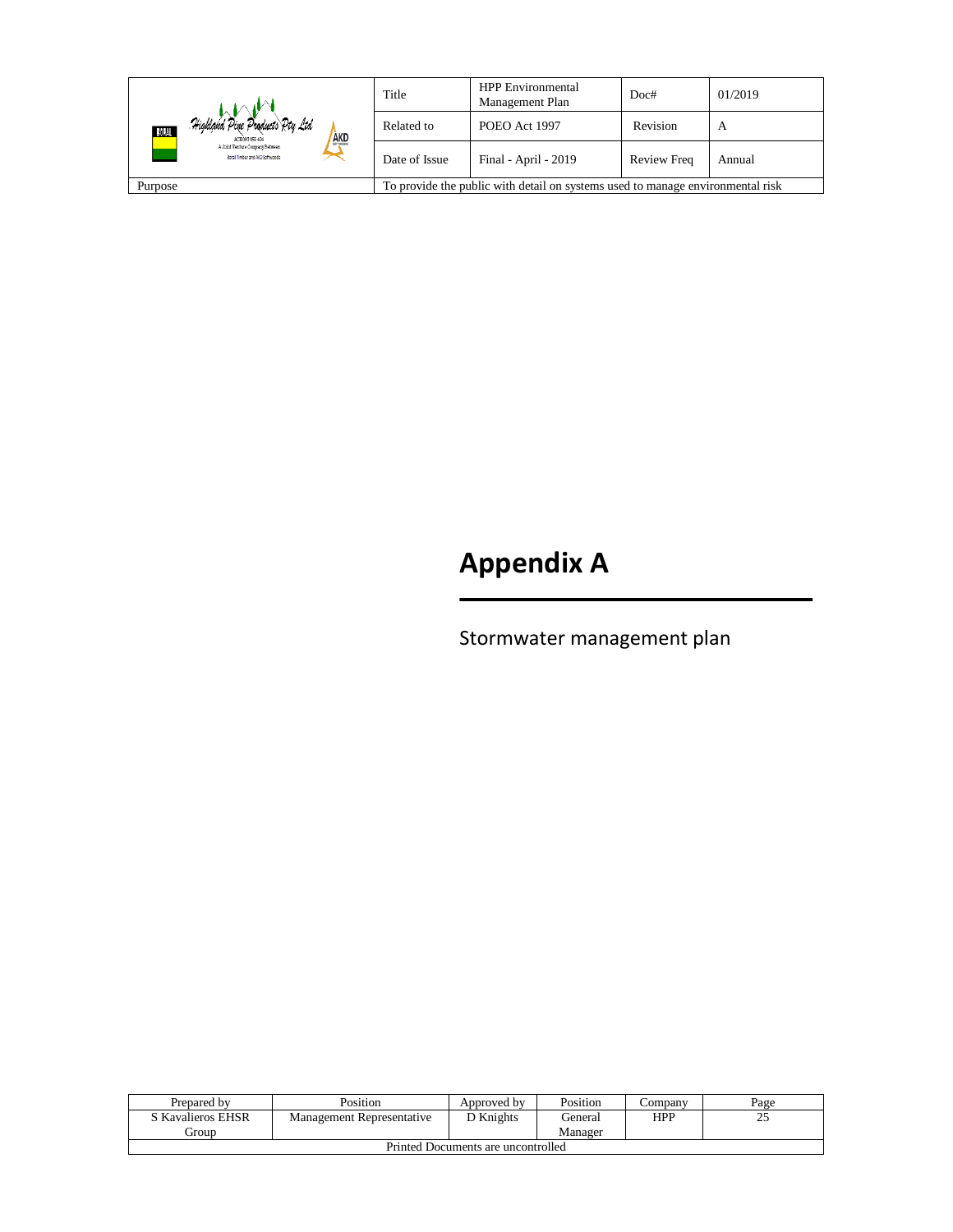# Appendix A

Stormwater management plan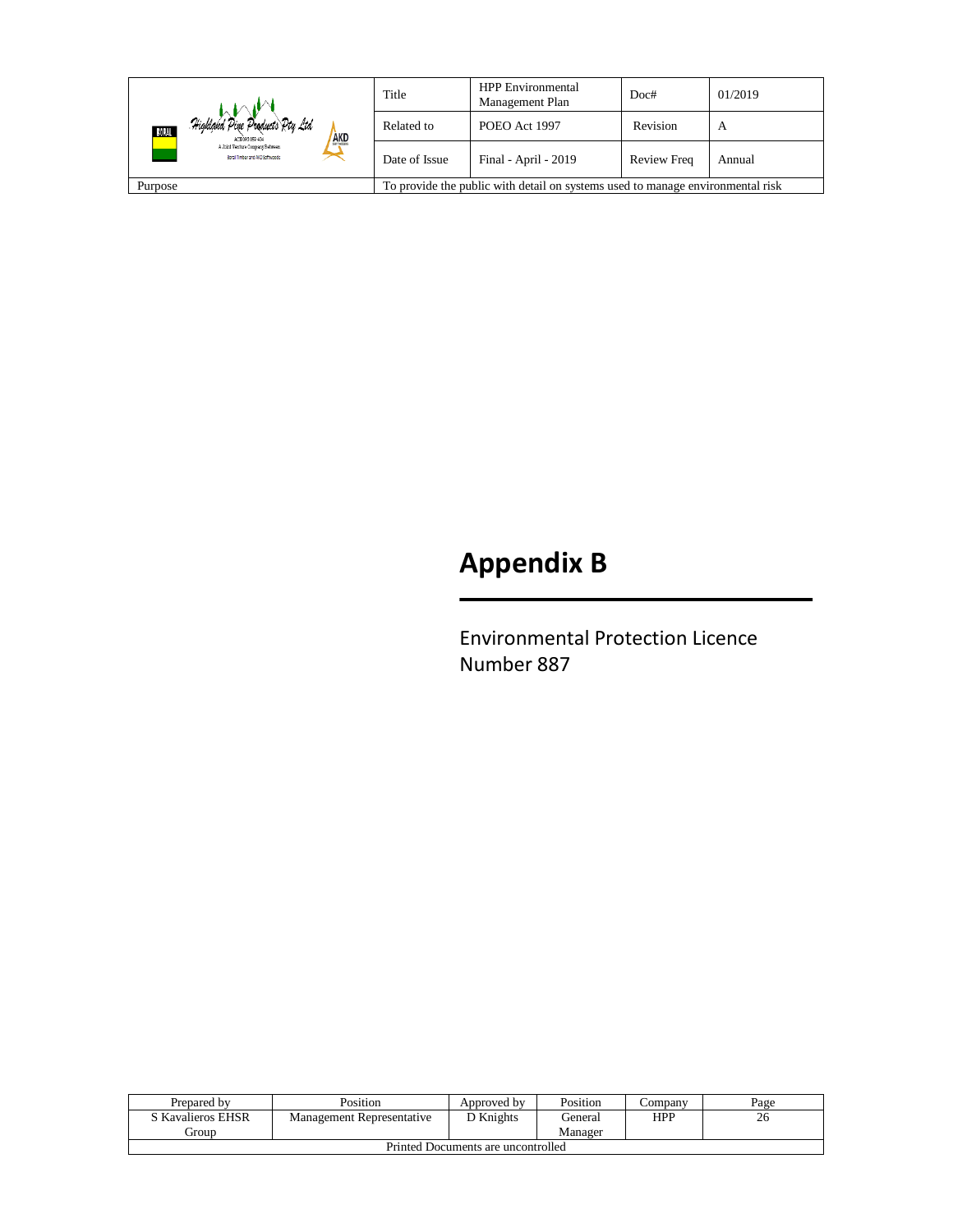# Appendix B

Environmental Protection Licence Number 887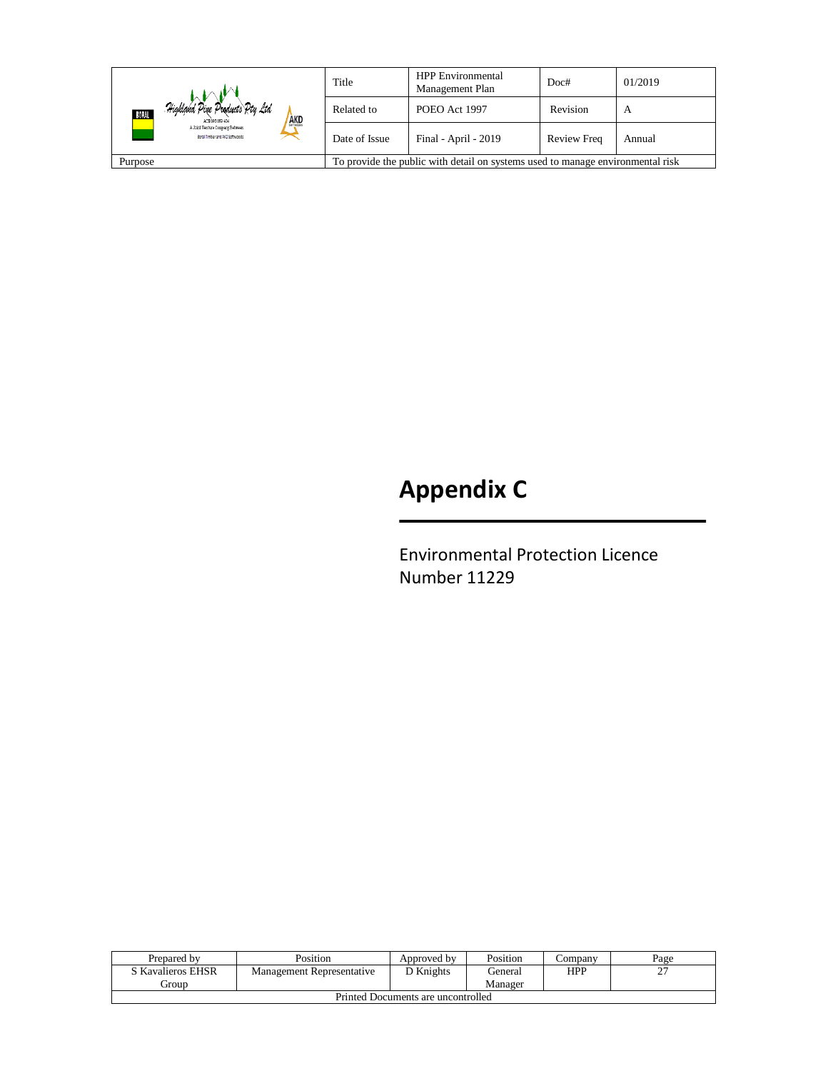# Appendix C

Environmental Protection Licence Number 11229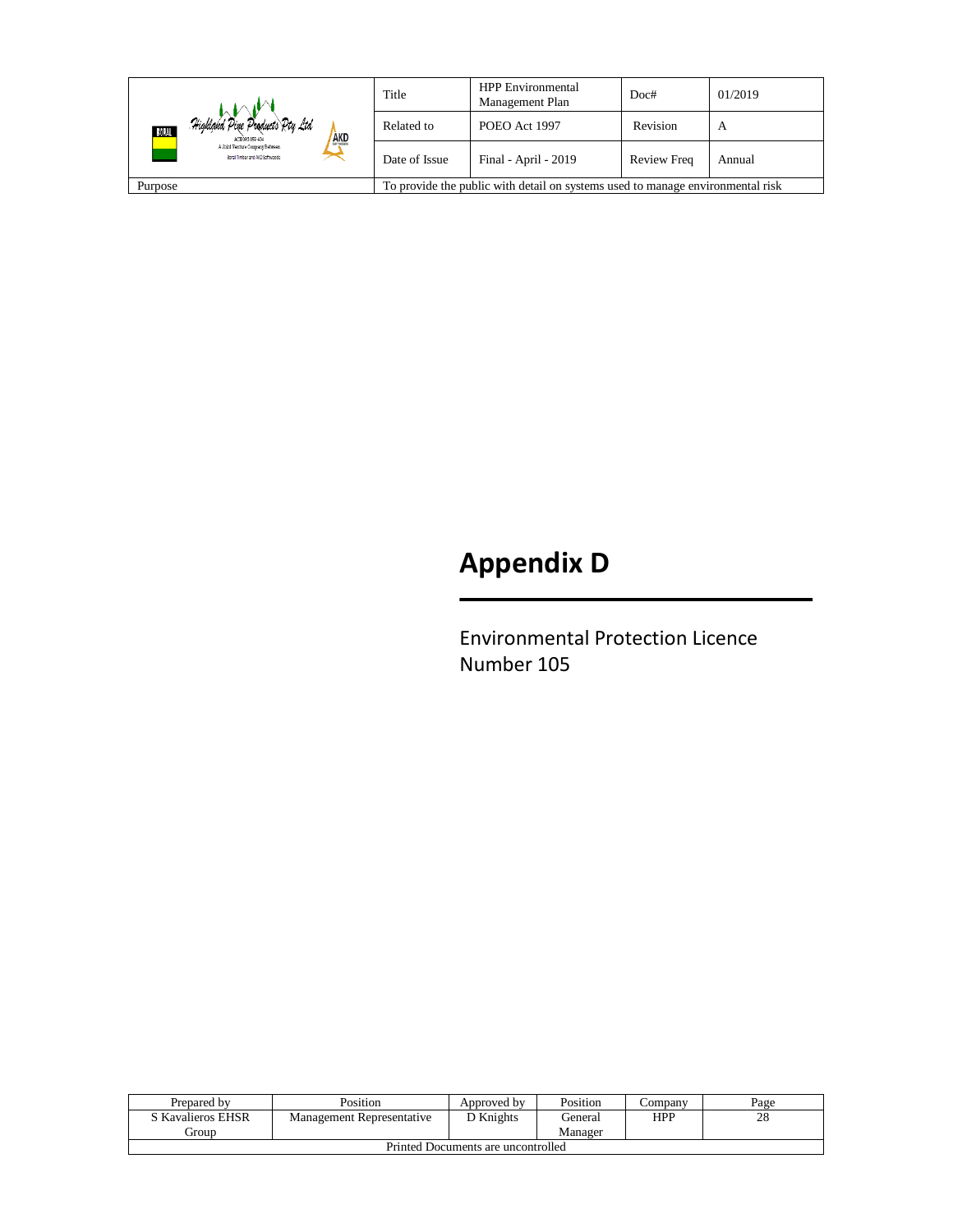# Appendix D

Environmental Protection Licence Number 105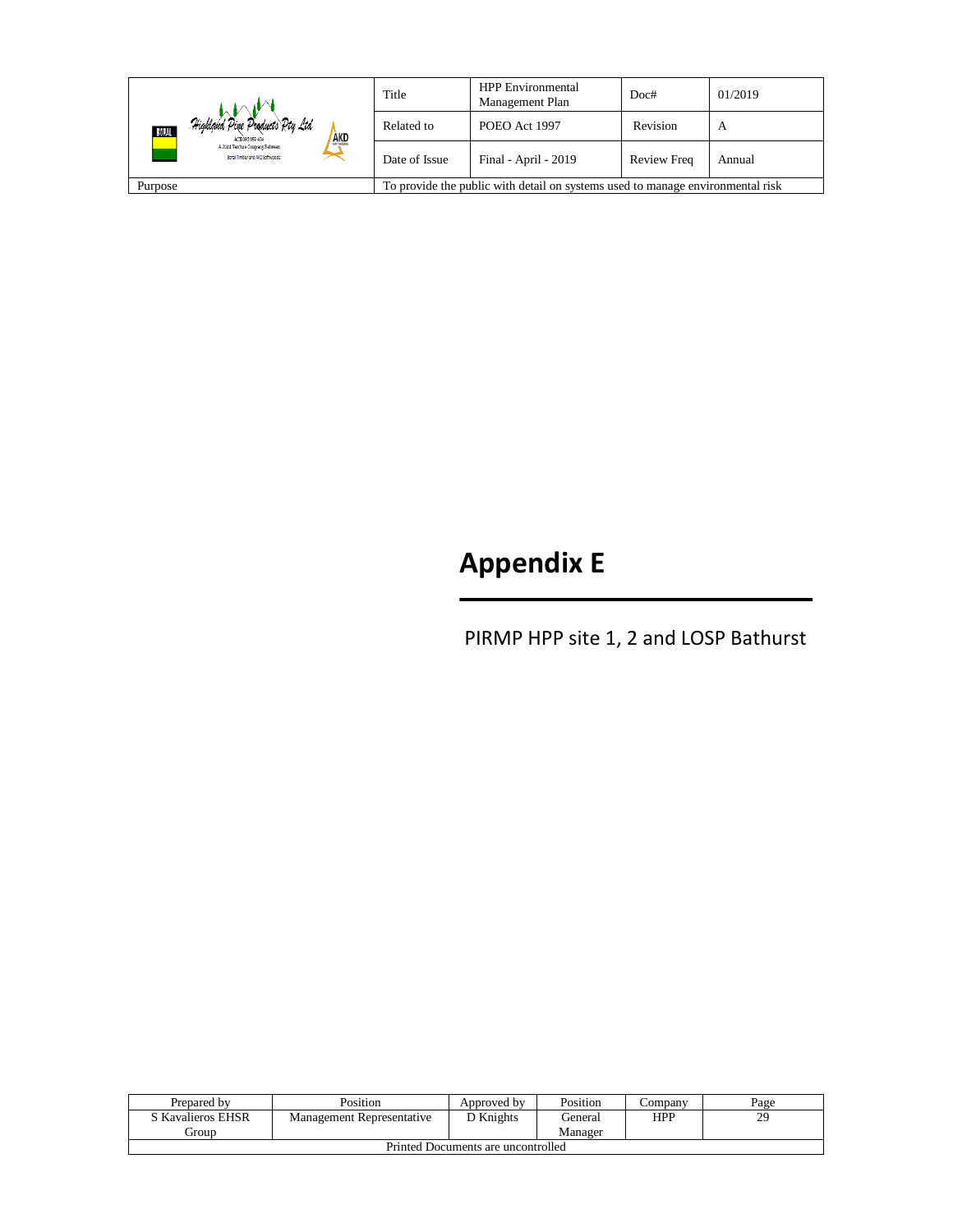# Appendix E

PIRMP HPP site 1, 2 and LOSP Bathurst